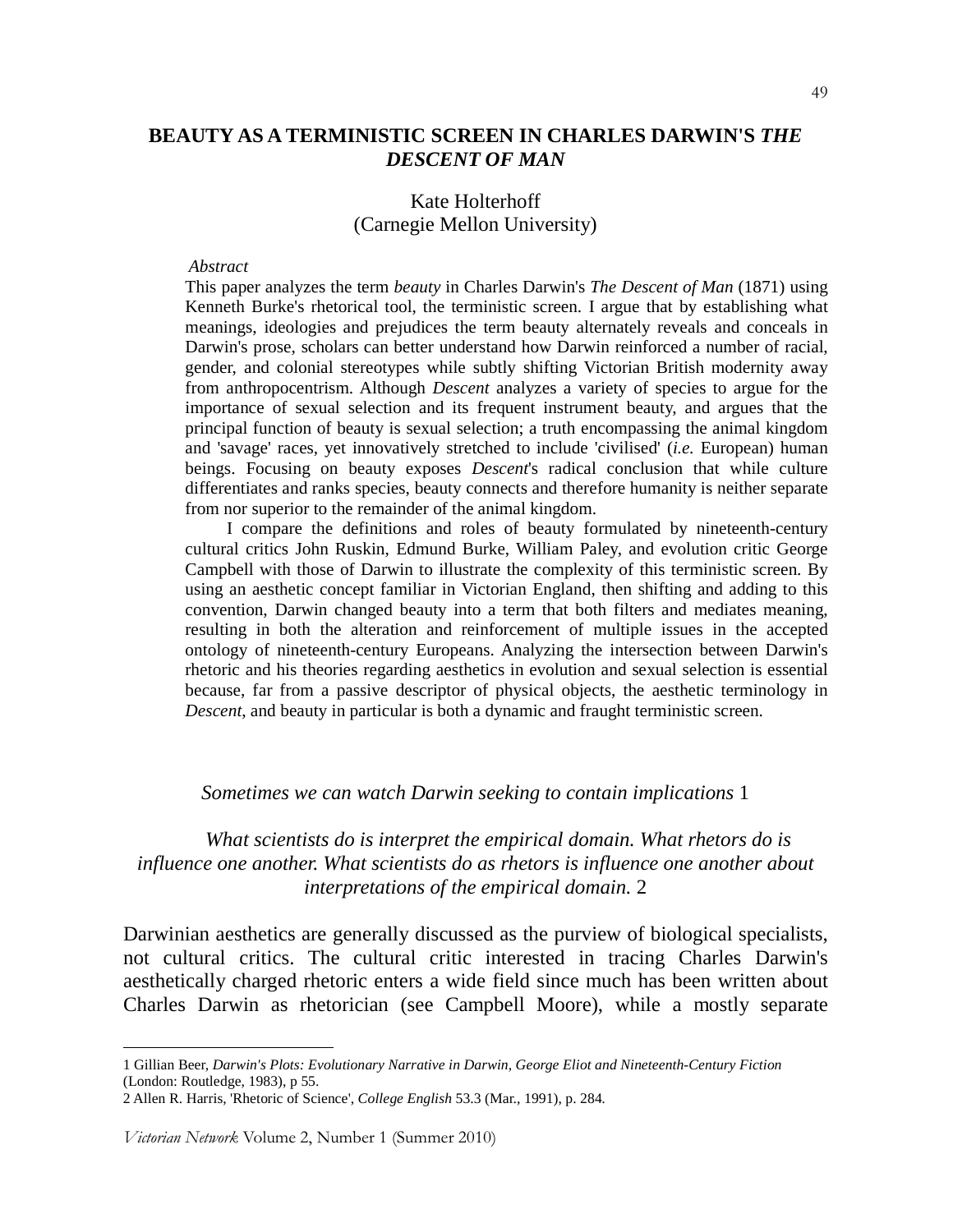# BEAUTY AS A TERMINISTIC SCREEN IN CHARLES DARWIN'S *THE DESCENT OF MAN*

Kate Holterhoff
(Carnegie Mellon University)

*Abstract*

This paper analyzes the term *beauty* in Charles Darwin's *The Descent of Man* (1871) using Kenneth Burke's rhetorical tool, the terministic screen. I argue that by establishing what meanings, ideologies and prejudices the term beauty alternately reveals and conceals in Darwin's prose, scholars can better understand how Darwin reinforced a number of racial, gender, and colonial stereotypes while subtly shifting Victorian British modernity away from anthropocentrism. Although *Descent* analyzes a variety of species to argue for the importance of sexual selection and its frequent instrument beauty, and argues that the principal function of beauty is sexual selection; a truth encompassing the animal kingdom and 'savage' races, yet innovatively stretched to include 'civilised' (*i.e.* European) human beings. Focusing on beauty exposes *Descent*'s radical conclusion that while culture differentiates and ranks species, beauty connects and therefore humanity is neither separate from nor superior to the remainder of the animal kingdom.

I compare the definitions and roles of beauty formulated by nineteenth-century cultural critics John Ruskin, Edmund Burke, William Paley, and evolution critic George Campbell with those of Darwin to illustrate the complexity of this terministic screen. By using an aesthetic concept familiar in Victorian England, then shifting and adding to this convention, Darwin changed beauty into a term that both filters and mediates meaning, resulting in both the alteration and reinforcement of multiple issues in the accepted ontology of nineteenth-century Europeans. Analyzing the intersection between Darwin's rhetoric and his theories regarding aesthetics in evolution and sexual selection is essential because, far from a passive descriptor of physical objects, the aesthetic terminology in *Descent*, and beauty in particular is both a dynamic and fraught terministic screen.

*Sometimes we can watch Darwin seeking to contain implications* [1]

*What scientists do is interpret the empirical domain. What rhetors do is influence one another. What scientists do as rhetors is influence one another about interpretations of the empirical domain.* [2]

Darwinian aesthetics are generally discussed as the purview of biological specialists, not cultural critics. The cultural critic interested in tracing Charles Darwin's aesthetically charged rhetoric enters a wide field since much has been written about Charles Darwin as rhetorician (see Campbell Moore), while a mostly separate

---

1 Gillian Beer, *Darwin's Plots: Evolutionary Narrative in Darwin, George Eliot and Nineteenth-Century Fiction* (London: Routledge, 1983), p 55.

2 Allen R. Harris, 'Rhetoric of Science', *College English* 53.3 (Mar., 1991), p. 284.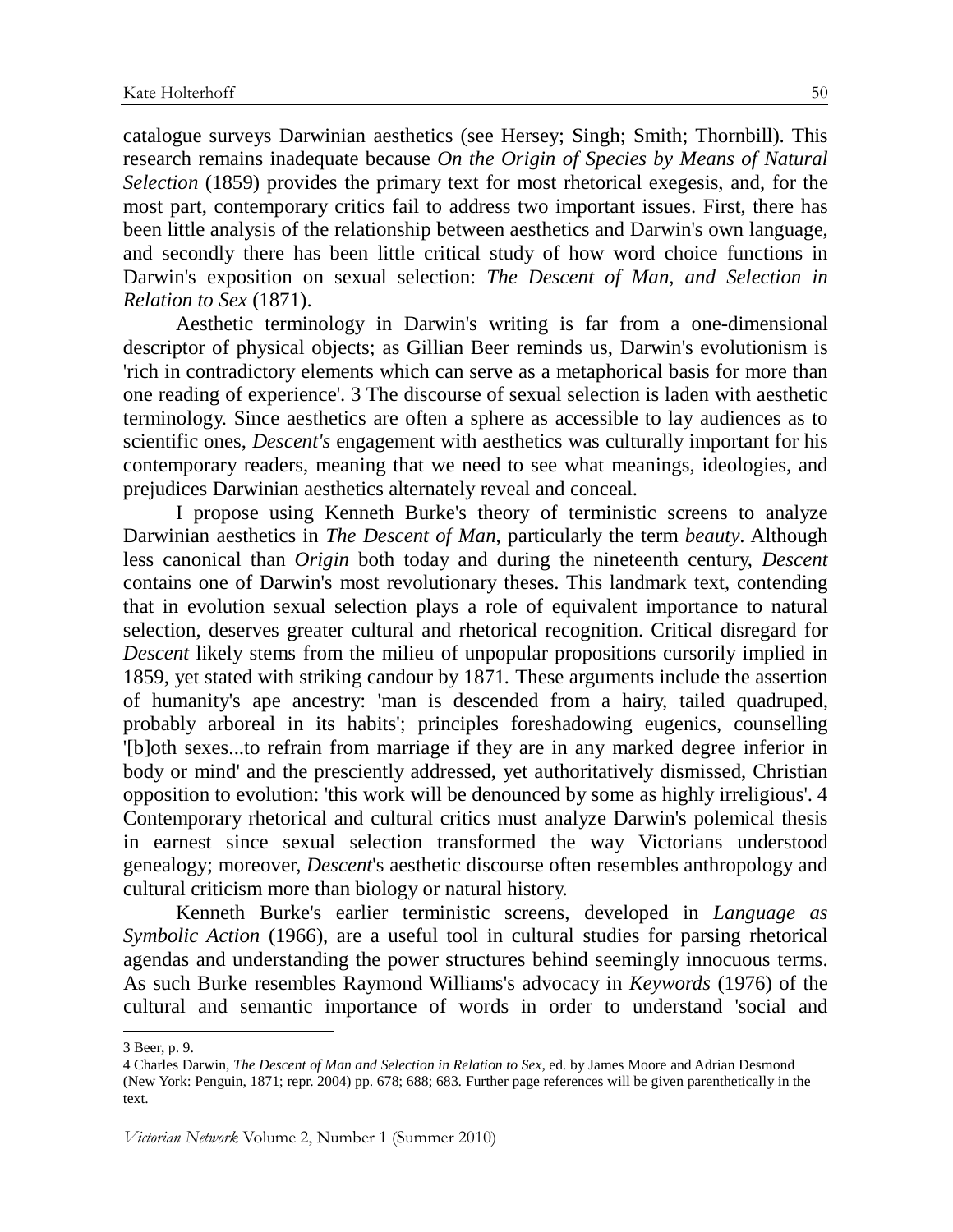catalogue surveys Darwinian aesthetics (see Hersey; Singh; Smith; Thornbill). This research remains inadequate because *On the Origin of Species by Means of Natural Selection* (1859) provides the primary text for most rhetorical exegesis, and, for the most part, contemporary critics fail to address two important issues. First, there has been little analysis of the relationship between aesthetics and Darwin's own language, and secondly there has been little critical study of how word choice functions in Darwin's exposition on sexual selection: *The Descent of Man, and Selection in Relation to Sex* (1871).

Aesthetic terminology in Darwin's writing is far from a one-dimensional descriptor of physical objects; as Gillian Beer reminds us, Darwin's evolutionism is 'rich in contradictory elements which can serve as a metaphorical basis for more than one reading of experience'. 3 The discourse of sexual selection is laden with aesthetic terminology. Since aesthetics are often a sphere as accessible to lay audiences as to scientific ones, *Descent's* engagement with aesthetics was culturally important for his contemporary readers, meaning that we need to see what meanings, ideologies, and prejudices Darwinian aesthetics alternately reveal and conceal.

I propose using Kenneth Burke's theory of terministic screens to analyze Darwinian aesthetics in *The Descent of Man*, particularly the term *beauty*. Although less canonical than *Origin* both today and during the nineteenth century, *Descent* contains one of Darwin's most revolutionary theses. This landmark text, contending that in evolution sexual selection plays a role of equivalent importance to natural selection, deserves greater cultural and rhetorical recognition. Critical disregard for *Descent* likely stems from the milieu of unpopular propositions cursorily implied in 1859, yet stated with striking candour by 1871. These arguments include the assertion of humanity's ape ancestry: 'man is descended from a hairy, tailed quadruped, probably arboreal in its habits'; principles foreshadowing eugenics, counselling '[b]oth sexes...to refrain from marriage if they are in any marked degree inferior in body or mind' and the presciently addressed, yet authoritatively dismissed, Christian opposition to evolution: 'this work will be denounced by some as highly irreligious'. 4 Contemporary rhetorical and cultural critics must analyze Darwin's polemical thesis in earnest since sexual selection transformed the way Victorians understood genealogy; moreover, *Descent*'s aesthetic discourse often resembles anthropology and cultural criticism more than biology or natural history.

Kenneth Burke's earlier terministic screens, developed in *Language as Symbolic Action* (1966), are a useful tool in cultural studies for parsing rhetorical agendas and understanding the power structures behind seemingly innocuous terms. As such Burke resembles Raymond Williams's advocacy in *Keywords* (1976) of the cultural and semantic importance of words in order to understand 'social and

---

3 Beer, p. 9.

4 Charles Darwin, *The Descent of Man and Selection in Relation to Sex*, ed. by James Moore and Adrian Desmond (New York: Penguin, 1871; repr. 2004) pp. 678; 688; 683. Further page references will be given parenthetically in the text.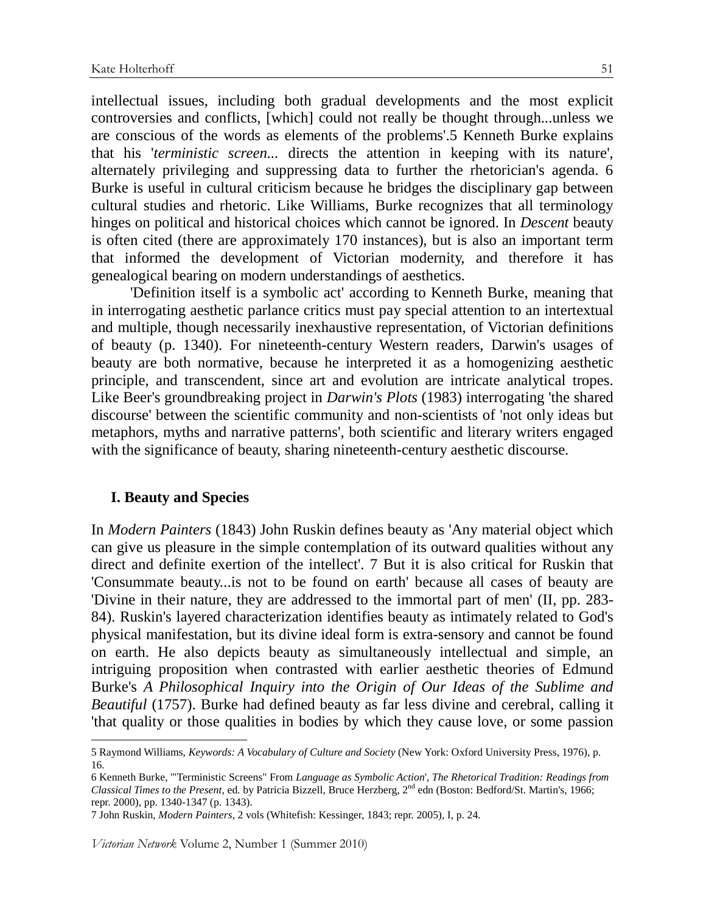intellectual issues, including both gradual developments and the most explicit controversies and conflicts, [which] could not really be thought through...unless we are conscious of the words as elements of the problems'.[5] Kenneth Burke explains that his '*terministic screen*... directs the attention in keeping with its nature', alternately privileging and suppressing data to further the rhetorician's agenda. [6] Burke is useful in cultural criticism because he bridges the disciplinary gap between cultural studies and rhetoric. Like Williams, Burke recognizes that all terminology hinges on political and historical choices which cannot be ignored. In *Descent* beauty is often cited (there are approximately 170 instances), but is also an important term that informed the development of Victorian modernity, and therefore it has genealogical bearing on modern understandings of aesthetics.

'Definition itself is a symbolic act' according to Kenneth Burke, meaning that in interrogating aesthetic parlance critics must pay special attention to an intertextual and multiple, though necessarily inexhaustive representation, of Victorian definitions of beauty (p. 1340). For nineteenth-century Western readers, Darwin's usages of beauty are both normative, because he interpreted it as a homogenizing aesthetic principle, and transcendent, since art and evolution are intricate analytical tropes. Like Beer's groundbreaking project in *Darwin's Plots* (1983) interrogating 'the shared discourse' between the scientific community and non-scientists of 'not only ideas but metaphors, myths and narrative patterns', both scientific and literary writers engaged with the significance of beauty, sharing nineteenth-century aesthetic discourse.

## I. Beauty and Species

In *Modern Painters* (1843) John Ruskin defines beauty as 'Any material object which can give us pleasure in the simple contemplation of its outward qualities without any direct and definite exertion of the intellect'. [7] But it is also critical for Ruskin that 'Consummate beauty...is not to be found on earth' because all cases of beauty are 'Divine in their nature, they are addressed to the immortal part of men' (II, pp. 283-84). Ruskin's layered characterization identifies beauty as intimately related to God's physical manifestation, but its divine ideal form is extra-sensory and cannot be found on earth. He also depicts beauty as simultaneously intellectual and simple, an intriguing proposition when contrasted with earlier aesthetic theories of Edmund Burke's *A Philosophical Inquiry into the Origin of Our Ideas of the Sublime and Beautiful* (1757). Burke had defined beauty as far less divine and cerebral, calling it 'that quality or those qualities in bodies by which they cause love, or some passion

---

5 Raymond Williams, *Keywords: A Vocabulary of Culture and Society* (New York: Oxford University Press, 1976), p. 16.

6 Kenneth Burke, '"Terministic Screens" From *Language as Symbolic Action*', *The Rhetorical Tradition: Readings from Classical Times to the Present*, ed. by Patricia Bizzell, Bruce Herzberg, 2nd edn (Boston: Bedford/St. Martin's, 1966; repr. 2000), pp. 1340-1347 (p. 1343).

7 John Ruskin, *Modern Painters*, 2 vols (Whitefish: Kessinger, 1843; repr. 2005), I, p. 24.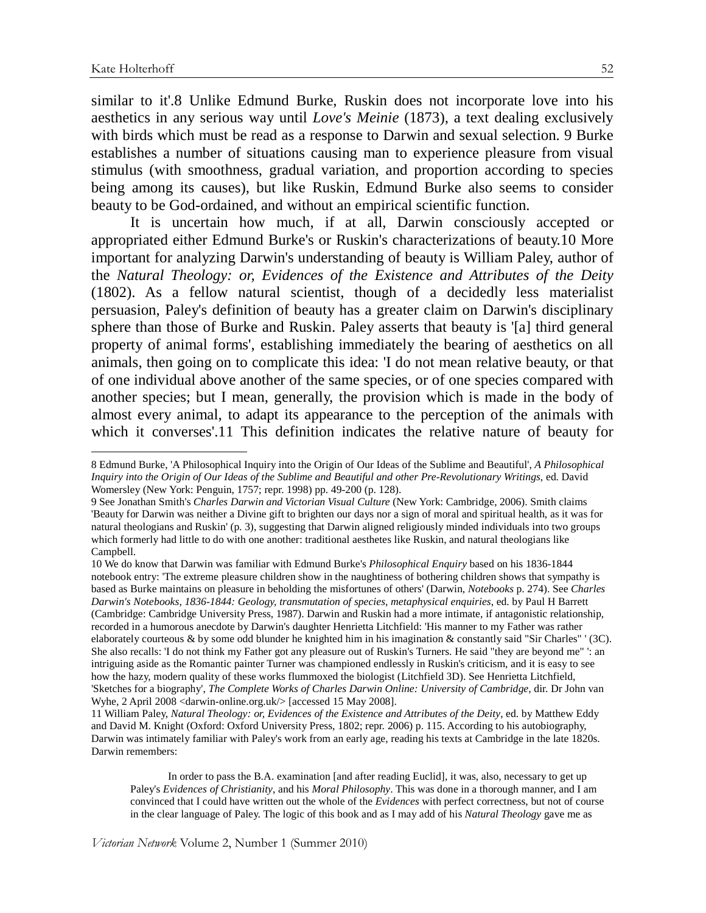similar to it'.[8] Unlike Edmund Burke, Ruskin does not incorporate love into his aesthetics in any serious way until *Love's Meinie* (1873), a text dealing exclusively with birds which must be read as a response to Darwin and sexual selection.[9] Burke establishes a number of situations causing man to experience pleasure from visual stimulus (with smoothness, gradual variation, and proportion according to species being among its causes), but like Ruskin, Edmund Burke also seems to consider beauty to be God-ordained, and without an empirical scientific function.

It is uncertain how much, if at all, Darwin consciously accepted or appropriated either Edmund Burke's or Ruskin's characterizations of beauty.[10] More important for analyzing Darwin's understanding of beauty is William Paley, author of the *Natural Theology: or, Evidences of the Existence and Attributes of the Deity* (1802). As a fellow natural scientist, though of a decidedly less materialist persuasion, Paley's definition of beauty has a greater claim on Darwin's disciplinary sphere than those of Burke and Ruskin. Paley asserts that beauty is '[a] third general property of animal forms', establishing immediately the bearing of aesthetics on all animals, then going on to complicate this idea: 'I do not mean relative beauty, or that of one individual above another of the same species, or of one species compared with another species; but I mean, generally, the provision which is made in the body of almost every animal, to adapt its appearance to the perception of the animals with which it converses'.[11] This definition indicates the relative nature of beauty for

---

8 Edmund Burke, 'A Philosophical Inquiry into the Origin of Our Ideas of the Sublime and Beautiful', *A Philosophical Inquiry into the Origin of Our Ideas of the Sublime and Beautiful and other Pre-Revolutionary Writings*, ed. David Womersley (New York: Penguin, 1757; repr. 1998) pp. 49-200 (p. 128).

9 See Jonathan Smith's *Charles Darwin and Victorian Visual Culture* (New York: Cambridge, 2006). Smith claims 'Beauty for Darwin was neither a Divine gift to brighten our days nor a sign of moral and spiritual health, as it was for natural theologians and Ruskin' (p. 3), suggesting that Darwin aligned religiously minded individuals into two groups which formerly had little to do with one another: traditional aesthetes like Ruskin, and natural theologians like Campbell.

10 We do know that Darwin was familiar with Edmund Burke's *Philosophical Enquiry* based on his 1836-1844 notebook entry: 'The extreme pleasure children show in the naughtiness of bothering children shows that sympathy is based as Burke maintains on pleasure in beholding the misfortunes of others' (Darwin, *Notebooks* p. 274). See *Charles Darwin's Notebooks, 1836-1844: Geology, transmutation of species, metaphysical enquiries*, ed. by Paul H Barrett (Cambridge: Cambridge University Press, 1987). Darwin and Ruskin had a more intimate, if antagonistic relationship, recorded in a humorous anecdote by Darwin's daughter Henrietta Litchfield: 'His manner to my Father was rather elaborately courteous & by some odd blunder he knighted him in his imagination & constantly said "Sir Charles" ' (3C). She also recalls: 'I do not think my Father got any pleasure out of Ruskin's Turners. He said "they are beyond me" ': an intriguing aside as the Romantic painter Turner was championed endlessly in Ruskin's criticism, and it is easy to see how the hazy, modern quality of these works flummoxed the biologist (Litchfield 3D). See Henrietta Litchfield, 'Sketches for a biography', *The Complete Works of Charles Darwin Online: University of Cambridge*, dir. Dr John van Wyhe, 2 April 2008 <darwin-online.org.uk/> [accessed 15 May 2008].

11 William Paley, *Natural Theology: or, Evidences of the Existence and Attributes of the Deity*, ed. by Matthew Eddy and David M. Knight (Oxford: Oxford University Press, 1802; repr. 2006) p. 115. According to his autobiography, Darwin was intimately familiar with Paley's work from an early age, reading his texts at Cambridge in the late 1820s. Darwin remembers:

> In order to pass the B.A. examination [and after reading Euclid], it was, also, necessary to get up Paley's *Evidences of Christianity*, and his *Moral Philosophy*. This was done in a thorough manner, and I am convinced that I could have written out the whole of the *Evidences* with perfect correctness, but not of course in the clear language of Paley. The logic of this book and as I may add of his *Natural Theology* gave me as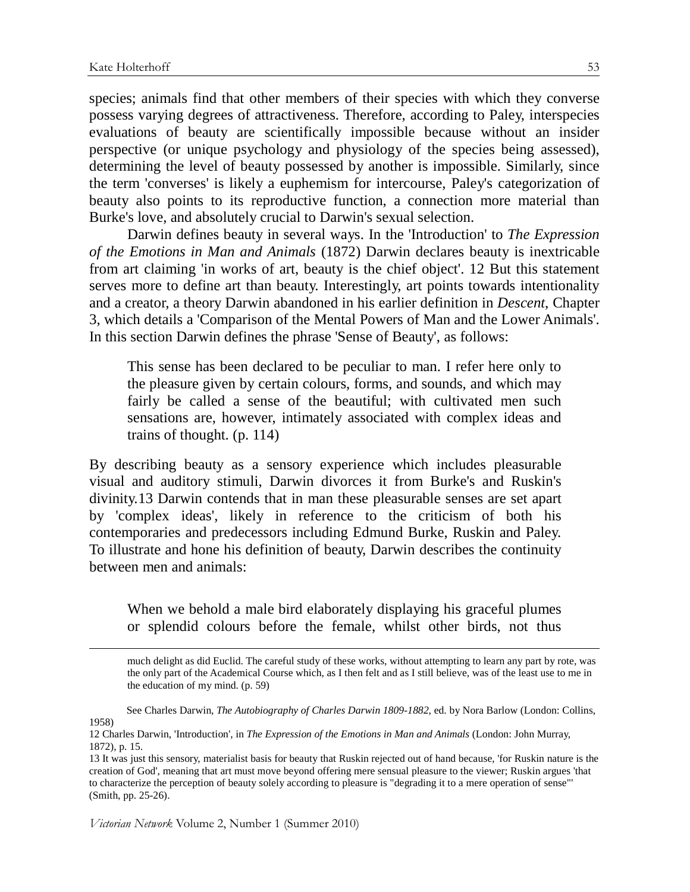species; animals find that other members of their species with which they converse possess varying degrees of attractiveness. Therefore, according to Paley, interspecies evaluations of beauty are scientifically impossible because without an insider perspective (or unique psychology and physiology of the species being assessed), determining the level of beauty possessed by another is impossible. Similarly, since the term 'converses' is likely a euphemism for intercourse, Paley's categorization of beauty also points to its reproductive function, a connection more material than Burke's love, and absolutely crucial to Darwin's sexual selection.

Darwin defines beauty in several ways. In the 'Introduction' to *The Expression of the Emotions in Man and Animals* (1872) Darwin declares beauty is inextricable from art claiming 'in works of art, beauty is the chief object'. 12 But this statement serves more to define art than beauty. Interestingly, art points towards intentionality and a creator, a theory Darwin abandoned in his earlier definition in *Descent*, Chapter 3, which details a 'Comparison of the Mental Powers of Man and the Lower Animals'. In this section Darwin defines the phrase 'Sense of Beauty', as follows:

> This sense has been declared to be peculiar to man. I refer here only to the pleasure given by certain colours, forms, and sounds, and which may fairly be called a sense of the beautiful; with cultivated men such sensations are, however, intimately associated with complex ideas and trains of thought. (p. 114)

By describing beauty as a sensory experience which includes pleasurable visual and auditory stimuli, Darwin divorces it from Burke's and Ruskin's divinity.13 Darwin contends that in man these pleasurable senses are set apart by 'complex ideas', likely in reference to the criticism of both his contemporaries and predecessors including Edmund Burke, Ruskin and Paley. To illustrate and hone his definition of beauty, Darwin describes the continuity between men and animals:

> When we behold a male bird elaborately displaying his graceful plumes or splendid colours before the female, whilst other birds, not thus

---

much delight as did Euclid. The careful study of these works, without attempting to learn any part by rote, was the only part of the Academical Course which, as I then felt and as I still believe, was of the least use to me in the education of my mind. (p. 59)

See Charles Darwin, *The Autobiography of Charles Darwin 1809-1882*, ed. by Nora Barlow (London: Collins, 1958)

12 Charles Darwin, 'Introduction', in *The Expression of the Emotions in Man and Animals* (London: John Murray, 1872), p. 15.

13 It was just this sensory, materialist basis for beauty that Ruskin rejected out of hand because, 'for Ruskin nature is the creation of God', meaning that art must move beyond offering mere sensual pleasure to the viewer; Ruskin argues 'that to characterize the perception of beauty solely according to pleasure is "degrading it to a mere operation of sense"' (Smith, pp. 25-26).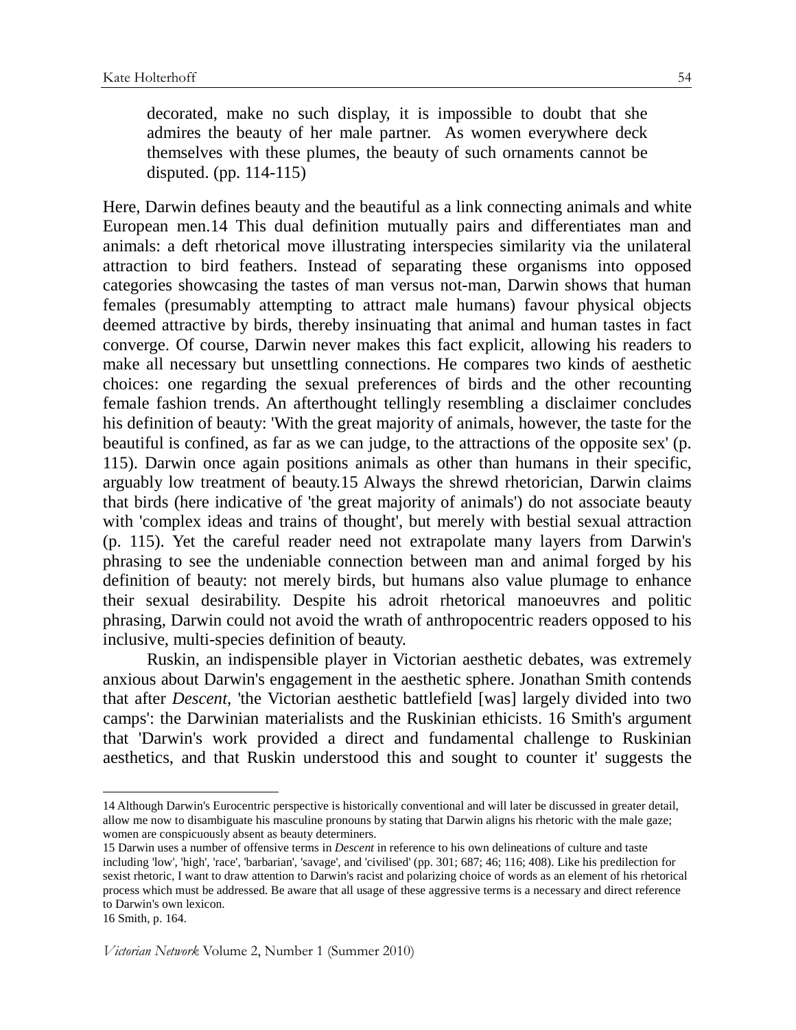> decorated, make no such display, it is impossible to doubt that she admires the beauty of her male partner. As women everywhere deck themselves with these plumes, the beauty of such ornaments cannot be disputed. (pp. 114-115)

Here, Darwin defines beauty and the beautiful as a link connecting animals and white European men.[14] This dual definition mutually pairs and differentiates man and animals: a deft rhetorical move illustrating interspecies similarity via the unilateral attraction to bird feathers. Instead of separating these organisms into opposed categories showcasing the tastes of man versus not-man, Darwin shows that human females (presumably attempting to attract male humans) favour physical objects deemed attractive by birds, thereby insinuating that animal and human tastes in fact converge. Of course, Darwin never makes this fact explicit, allowing his readers to make all necessary but unsettling connections. He compares two kinds of aesthetic choices: one regarding the sexual preferences of birds and the other recounting female fashion trends. An afterthought tellingly resembling a disclaimer concludes his definition of beauty: 'With the great majority of animals, however, the taste for the beautiful is confined, as far as we can judge, to the attractions of the opposite sex' (p. 115). Darwin once again positions animals as other than humans in their specific, arguably low treatment of beauty.[15] Always the shrewd rhetorician, Darwin claims that birds (here indicative of 'the great majority of animals') do not associate beauty with 'complex ideas and trains of thought', but merely with bestial sexual attraction (p. 115). Yet the careful reader need not extrapolate many layers from Darwin's phrasing to see the undeniable connection between man and animal forged by his definition of beauty: not merely birds, but humans also value plumage to enhance their sexual desirability. Despite his adroit rhetorical manoeuvres and politic phrasing, Darwin could not avoid the wrath of anthropocentric readers opposed to his inclusive, multi-species definition of beauty.

Ruskin, an indispensible player in Victorian aesthetic debates, was extremely anxious about Darwin's engagement in the aesthetic sphere. Jonathan Smith contends that after *Descent*, 'the Victorian aesthetic battlefield [was] largely divided into two camps': the Darwinian materialists and the Ruskinian ethicists.[16] Smith's argument that 'Darwin's work provided a direct and fundamental challenge to Ruskinian aesthetics, and that Ruskin understood this and sought to counter it' suggests the

---

14 Although Darwin's Eurocentric perspective is historically conventional and will later be discussed in greater detail, allow me now to disambiguate his masculine pronouns by stating that Darwin aligns his rhetoric with the male gaze; women are conspicuously absent as beauty determiners.

15 Darwin uses a number of offensive terms in *Descent* in reference to his own delineations of culture and taste including 'low', 'high', 'race', 'barbarian', 'savage', and 'civilised' (pp. 301; 687; 46; 116; 408). Like his predilection for sexist rhetoric, I want to draw attention to Darwin's racist and polarizing choice of words as an element of his rhetorical process which must be addressed. Be aware that all usage of these aggressive terms is a necessary and direct reference to Darwin's own lexicon.

16 Smith, p. 164.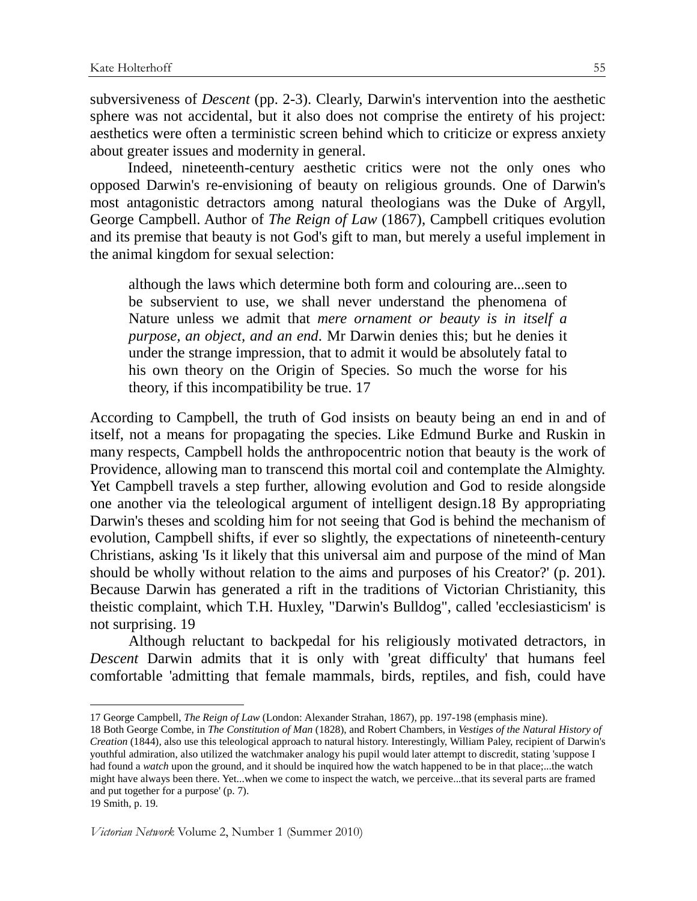subversiveness of *Descent* (pp. 2-3). Clearly, Darwin's intervention into the aesthetic sphere was not accidental, but it also does not comprise the entirety of his project: aesthetics were often a terministic screen behind which to criticize or express anxiety about greater issues and modernity in general.

Indeed, nineteenth-century aesthetic critics were not the only ones who opposed Darwin's re-envisioning of beauty on religious grounds. One of Darwin's most antagonistic detractors among natural theologians was the Duke of Argyll, George Campbell. Author of *The Reign of Law* (1867), Campbell critiques evolution and its premise that beauty is not God's gift to man, but merely a useful implement in the animal kingdom for sexual selection:

> although the laws which determine both form and colouring are...seen to be subservient to use, we shall never understand the phenomena of Nature unless we admit that *mere ornament or beauty is in itself a purpose, an object, and an end*. Mr Darwin denies this; but he denies it under the strange impression, that to admit it would be absolutely fatal to his own theory on the Origin of Species. So much the worse for his theory, if this incompatibility be true. 17

According to Campbell, the truth of God insists on beauty being an end in and of itself, not a means for propagating the species. Like Edmund Burke and Ruskin in many respects, Campbell holds the anthropocentric notion that beauty is the work of Providence, allowing man to transcend this mortal coil and contemplate the Almighty. Yet Campbell travels a step further, allowing evolution and God to reside alongside one another via the teleological argument of intelligent design.18 By appropriating Darwin's theses and scolding him for not seeing that God is behind the mechanism of evolution, Campbell shifts, if ever so slightly, the expectations of nineteenth-century Christians, asking 'Is it likely that this universal aim and purpose of the mind of Man should be wholly without relation to the aims and purposes of his Creator?' (p. 201). Because Darwin has generated a rift in the traditions of Victorian Christianity, this theistic complaint, which T.H. Huxley, "Darwin's Bulldog", called 'ecclesiasticism' is not surprising. 19

Although reluctant to backpedal for his religiously motivated detractors, in *Descent* Darwin admits that it is only with 'great difficulty' that humans feel comfortable 'admitting that female mammals, birds, reptiles, and fish, could have

---

17 George Campbell, *The Reign of Law* (London: Alexander Strahan, 1867), pp. 197-198 (emphasis mine).

18 Both George Combe, in *The Constitution of Man* (1828), and Robert Chambers, in *Vestiges of the Natural History of Creation* (1844), also use this teleological approach to natural history. Interestingly, William Paley, recipient of Darwin's youthful admiration, also utilized the watchmaker analogy his pupil would later attempt to discredit, stating 'suppose I had found a *watch* upon the ground, and it should be inquired how the watch happened to be in that place;...the watch might have always been there. Yet...when we come to inspect the watch, we perceive...that its several parts are framed and put together for a purpose' (p. 7).

19 Smith, p. 19.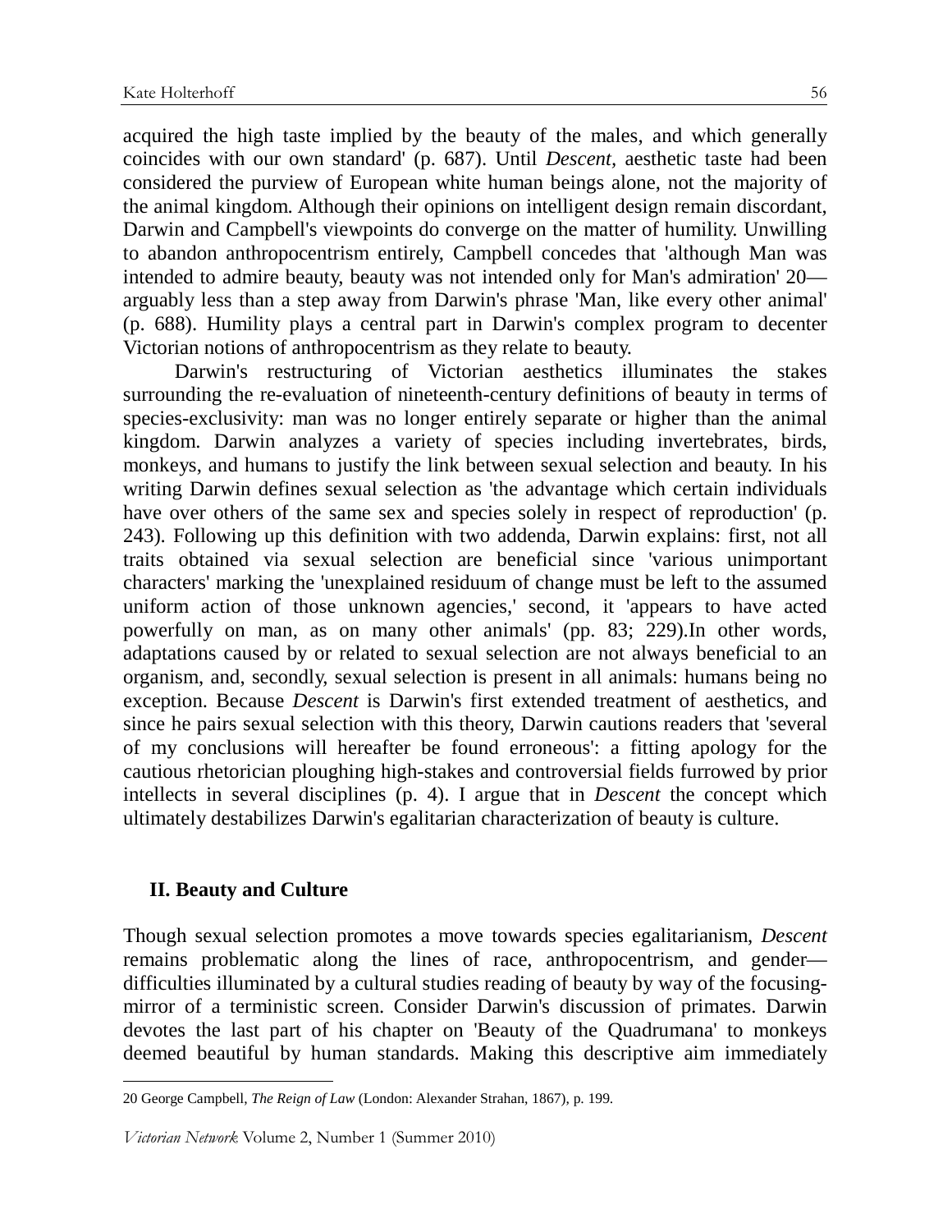acquired the high taste implied by the beauty of the males, and which generally coincides with our own standard' (p. 687). Until *Descent,* aesthetic taste had been considered the purview of European white human beings alone, not the majority of the animal kingdom. Although their opinions on intelligent design remain discordant, Darwin and Campbell's viewpoints do converge on the matter of humility. Unwilling to abandon anthropocentrism entirely, Campbell concedes that 'although Man was intended to admire beauty, beauty was not intended only for Man's admiration' 20—arguably less than a step away from Darwin's phrase 'Man, like every other animal' (p. 688). Humility plays a central part in Darwin's complex program to decenter Victorian notions of anthropocentrism as they relate to beauty.

Darwin's restructuring of Victorian aesthetics illuminates the stakes surrounding the re-evaluation of nineteenth-century definitions of beauty in terms of species-exclusivity: man was no longer entirely separate or higher than the animal kingdom. Darwin analyzes a variety of species including invertebrates, birds, monkeys, and humans to justify the link between sexual selection and beauty. In his writing Darwin defines sexual selection as 'the advantage which certain individuals have over others of the same sex and species solely in respect of reproduction' (p. 243). Following up this definition with two addenda, Darwin explains: first, not all traits obtained via sexual selection are beneficial since 'various unimportant characters' marking the 'unexplained residuum of change must be left to the assumed uniform action of those unknown agencies,' second, it 'appears to have acted powerfully on man, as on many other animals' (pp. 83; 229).In other words, adaptations caused by or related to sexual selection are not always beneficial to an organism, and, secondly, sexual selection is present in all animals: humans being no exception. Because *Descent* is Darwin's first extended treatment of aesthetics, and since he pairs sexual selection with this theory, Darwin cautions readers that 'several of my conclusions will hereafter be found erroneous': a fitting apology for the cautious rhetorician ploughing high-stakes and controversial fields furrowed by prior intellects in several disciplines (p. 4). I argue that in *Descent* the concept which ultimately destabilizes Darwin's egalitarian characterization of beauty is culture.

## II. Beauty and Culture

Though sexual selection promotes a move towards species egalitarianism, *Descent* remains problematic along the lines of race, anthropocentrism, and gender—difficulties illuminated by a cultural studies reading of beauty by way of the focusing-mirror of a terministic screen. Consider Darwin's discussion of primates. Darwin devotes the last part of his chapter on 'Beauty of the Quadrumana' to monkeys deemed beautiful by human standards. Making this descriptive aim immediately

---

20 George Campbell, *The Reign of Law* (London: Alexander Strahan, 1867), p. 199.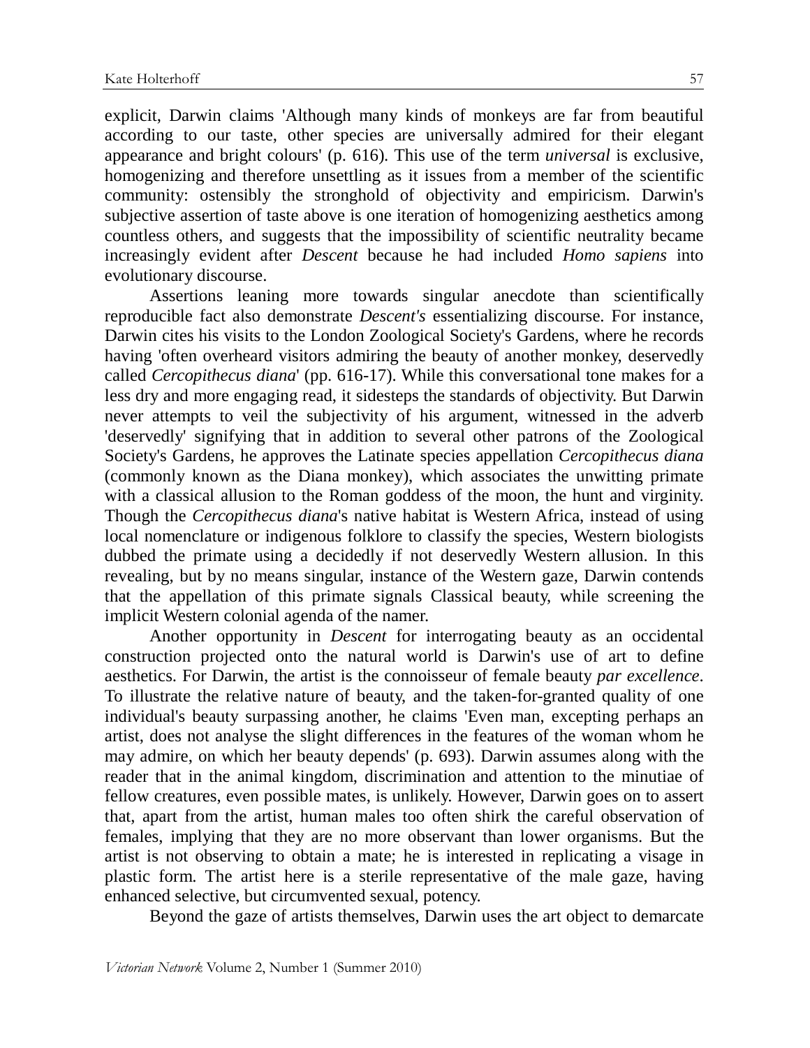explicit, Darwin claims 'Although many kinds of monkeys are far from beautiful according to our taste, other species are universally admired for their elegant appearance and bright colours' (p. 616). This use of the term *universal* is exclusive, homogenizing and therefore unsettling as it issues from a member of the scientific community: ostensibly the stronghold of objectivity and empiricism. Darwin's subjective assertion of taste above is one iteration of homogenizing aesthetics among countless others, and suggests that the impossibility of scientific neutrality became increasingly evident after *Descent* because he had included *Homo sapiens* into evolutionary discourse.

Assertions leaning more towards singular anecdote than scientifically reproducible fact also demonstrate *Descent's* essentializing discourse. For instance, Darwin cites his visits to the London Zoological Society's Gardens, where he records having 'often overheard visitors admiring the beauty of another monkey, deservedly called *Cercopithecus diana*' (pp. 616-17). While this conversational tone makes for a less dry and more engaging read, it sidesteps the standards of objectivity. But Darwin never attempts to veil the subjectivity of his argument, witnessed in the adverb 'deservedly' signifying that in addition to several other patrons of the Zoological Society's Gardens, he approves the Latinate species appellation *Cercopithecus diana* (commonly known as the Diana monkey), which associates the unwitting primate with a classical allusion to the Roman goddess of the moon, the hunt and virginity. Though the *Cercopithecus diana*'s native habitat is Western Africa, instead of using local nomenclature or indigenous folklore to classify the species, Western biologists dubbed the primate using a decidedly if not deservedly Western allusion. In this revealing, but by no means singular, instance of the Western gaze, Darwin contends that the appellation of this primate signals Classical beauty, while screening the implicit Western colonial agenda of the namer.

Another opportunity in *Descent* for interrogating beauty as an occidental construction projected onto the natural world is Darwin's use of art to define aesthetics. For Darwin, the artist is the connoisseur of female beauty *par excellence*. To illustrate the relative nature of beauty, and the taken-for-granted quality of one individual's beauty surpassing another, he claims 'Even man, excepting perhaps an artist, does not analyse the slight differences in the features of the woman whom he may admire, on which her beauty depends' (p. 693). Darwin assumes along with the reader that in the animal kingdom, discrimination and attention to the minutiae of fellow creatures, even possible mates, is unlikely. However, Darwin goes on to assert that, apart from the artist, human males too often shirk the careful observation of females, implying that they are no more observant than lower organisms. But the artist is not observing to obtain a mate; he is interested in replicating a visage in plastic form. The artist here is a sterile representative of the male gaze, having enhanced selective, but circumvented sexual, potency.

Beyond the gaze of artists themselves, Darwin uses the art object to demarcate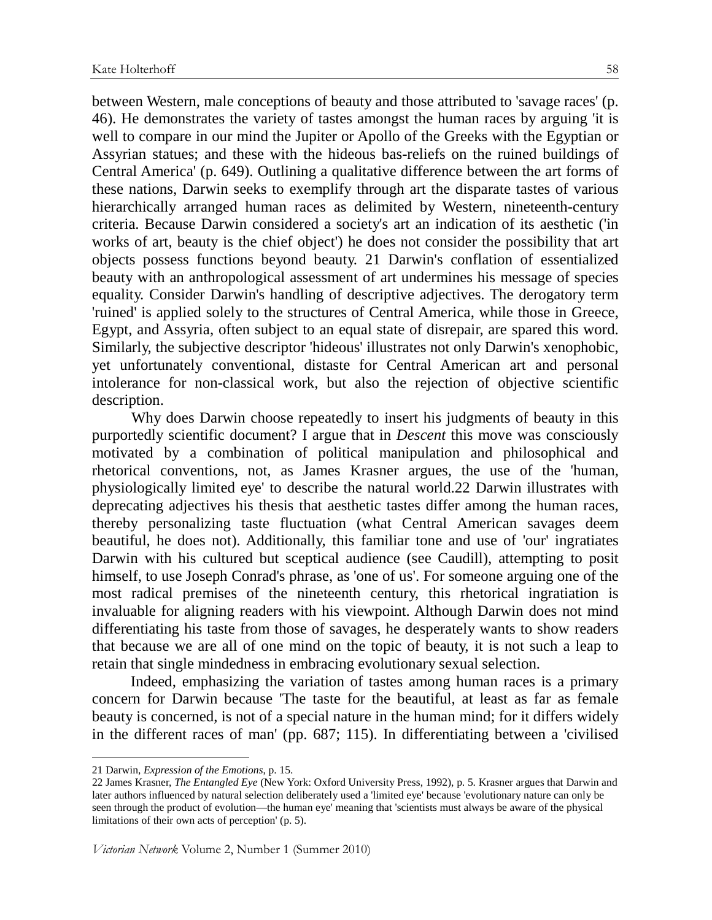between Western, male conceptions of beauty and those attributed to 'savage races' (p. 46). He demonstrates the variety of tastes amongst the human races by arguing 'it is well to compare in our mind the Jupiter or Apollo of the Greeks with the Egyptian or Assyrian statues; and these with the hideous bas-reliefs on the ruined buildings of Central America' (p. 649). Outlining a qualitative difference between the art forms of these nations, Darwin seeks to exemplify through art the disparate tastes of various hierarchically arranged human races as delimited by Western, nineteenth-century criteria. Because Darwin considered a society's art an indication of its aesthetic ('in works of art, beauty is the chief object') he does not consider the possibility that art objects possess functions beyond beauty. 21 Darwin's conflation of essentialized beauty with an anthropological assessment of art undermines his message of species equality. Consider Darwin's handling of descriptive adjectives. The derogatory term 'ruined' is applied solely to the structures of Central America, while those in Greece, Egypt, and Assyria, often subject to an equal state of disrepair, are spared this word. Similarly, the subjective descriptor 'hideous' illustrates not only Darwin's xenophobic, yet unfortunately conventional, distaste for Central American art and personal intolerance for non-classical work, but also the rejection of objective scientific description.

Why does Darwin choose repeatedly to insert his judgments of beauty in this purportedly scientific document? I argue that in *Descent* this move was consciously motivated by a combination of political manipulation and philosophical and rhetorical conventions, not, as James Krasner argues, the use of the 'human, physiologically limited eye' to describe the natural world.22 Darwin illustrates with deprecating adjectives his thesis that aesthetic tastes differ among the human races, thereby personalizing taste fluctuation (what Central American savages deem beautiful, he does not). Additionally, this familiar tone and use of 'our' ingratiates Darwin with his cultured but sceptical audience (see Caudill), attempting to posit himself, to use Joseph Conrad's phrase, as 'one of us'. For someone arguing one of the most radical premises of the nineteenth century, this rhetorical ingratiation is invaluable for aligning readers with his viewpoint. Although Darwin does not mind differentiating his taste from those of savages, he desperately wants to show readers that because we are all of one mind on the topic of beauty, it is not such a leap to retain that single mindedness in embracing evolutionary sexual selection.

Indeed, emphasizing the variation of tastes among human races is a primary concern for Darwin because 'The taste for the beautiful, at least as far as female beauty is concerned, is not of a special nature in the human mind; for it differs widely in the different races of man' (pp. 687; 115). In differentiating between a 'civilised

---

21 Darwin, *Expression of the Emotions*, p. 15.

22 James Krasner, *The Entangled Eye* (New York: Oxford University Press, 1992), p. 5. Krasner argues that Darwin and later authors influenced by natural selection deliberately used a 'limited eye' because 'evolutionary nature can only be seen through the product of evolution—the human eye' meaning that 'scientists must always be aware of the physical limitations of their own acts of perception' (p. 5).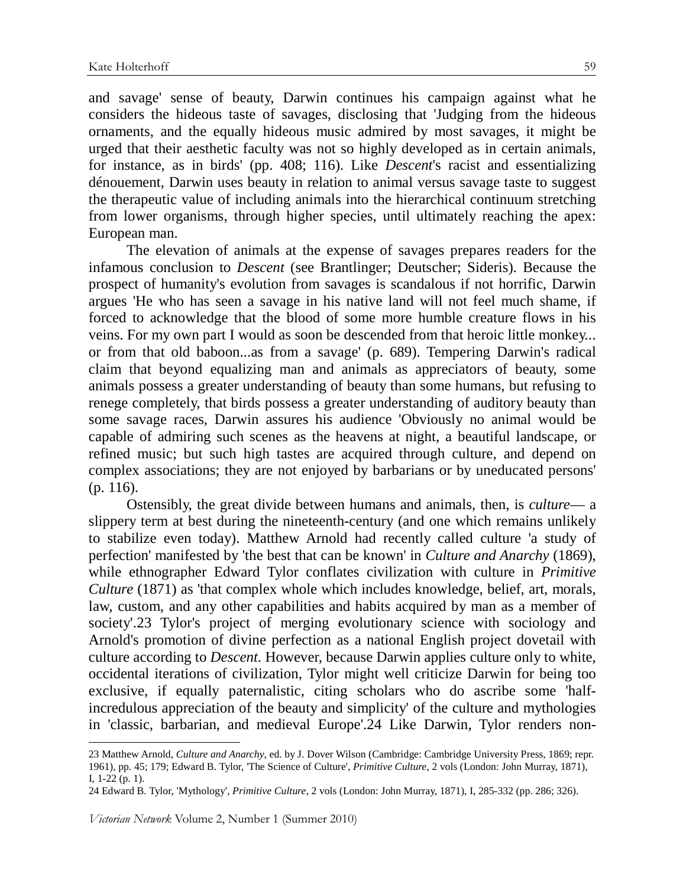and savage' sense of beauty, Darwin continues his campaign against what he considers the hideous taste of savages, disclosing that 'Judging from the hideous ornaments, and the equally hideous music admired by most savages, it might be urged that their aesthetic faculty was not so highly developed as in certain animals, for instance, as in birds' (pp. 408; 116). Like *Descent*'s racist and essentializing dénouement, Darwin uses beauty in relation to animal versus savage taste to suggest the therapeutic value of including animals into the hierarchical continuum stretching from lower organisms, through higher species, until ultimately reaching the apex: European man.

The elevation of animals at the expense of savages prepares readers for the infamous conclusion to *Descent* (see Brantlinger; Deutscher; Sideris). Because the prospect of humanity's evolution from savages is scandalous if not horrific, Darwin argues 'He who has seen a savage in his native land will not feel much shame, if forced to acknowledge that the blood of some more humble creature flows in his veins. For my own part I would as soon be descended from that heroic little monkey... or from that old baboon...as from a savage' (p. 689). Tempering Darwin's radical claim that beyond equalizing man and animals as appreciators of beauty, some animals possess a greater understanding of beauty than some humans, but refusing to renege completely, that birds possess a greater understanding of auditory beauty than some savage races, Darwin assures his audience 'Obviously no animal would be capable of admiring such scenes as the heavens at night, a beautiful landscape, or refined music; but such high tastes are acquired through culture, and depend on complex associations; they are not enjoyed by barbarians or by uneducated persons' (p. 116).

Ostensibly, the great divide between humans and animals, then, is *culture*— a slippery term at best during the nineteenth-century (and one which remains unlikely to stabilize even today). Matthew Arnold had recently called culture 'a study of perfection' manifested by 'the best that can be known' in *Culture and Anarchy* (1869), while ethnographer Edward Tylor conflates civilization with culture in *Primitive Culture* (1871) as 'that complex whole which includes knowledge, belief, art, morals, law, custom, and any other capabilities and habits acquired by man as a member of society'.23 Tylor's project of merging evolutionary science with sociology and Arnold's promotion of divine perfection as a national English project dovetail with culture according to *Descent*. However, because Darwin applies culture only to white, occidental iterations of civilization, Tylor might well criticize Darwin for being too exclusive, if equally paternalistic, citing scholars who do ascribe some 'half-incredulous appreciation of the beauty and simplicity' of the culture and mythologies in 'classic, barbarian, and medieval Europe'.24 Like Darwin, Tylor renders non-

---

23 Matthew Arnold, *Culture and Anarchy*, ed. by J. Dover Wilson (Cambridge: Cambridge University Press, 1869; repr. 1961), pp. 45; 179; Edward B. Tylor, 'The Science of Culture', *Primitive Culture*, 2 vols (London: John Murray, 1871), I, 1-22 (p. 1).

24 Edward B. Tylor, 'Mythology', *Primitive Culture*, 2 vols (London: John Murray, 1871), I, 285-332 (pp. 286; 326).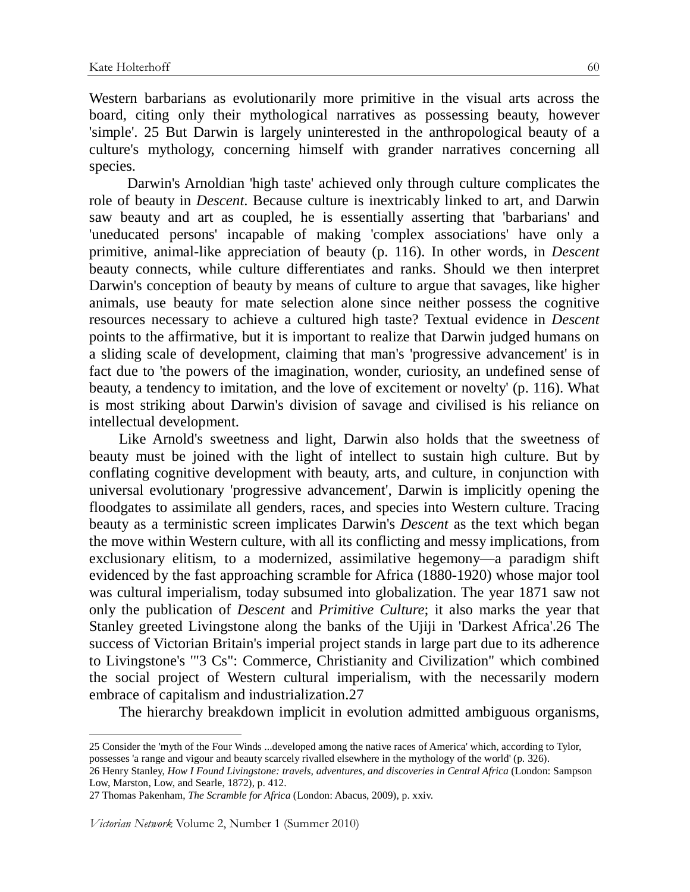Western barbarians as evolutionarily more primitive in the visual arts across the board, citing only their mythological narratives as possessing beauty, however 'simple'. [25] But Darwin is largely uninterested in the anthropological beauty of a culture's mythology, concerning himself with grander narratives concerning all species.

Darwin's Arnoldian 'high taste' achieved only through culture complicates the role of beauty in *Descent*. Because culture is inextricably linked to art, and Darwin saw beauty and art as coupled, he is essentially asserting that 'barbarians' and 'uneducated persons' incapable of making 'complex associations' have only a primitive, animal-like appreciation of beauty (p. 116). In other words, in *Descent* beauty connects, while culture differentiates and ranks. Should we then interpret Darwin's conception of beauty by means of culture to argue that savages, like higher animals, use beauty for mate selection alone since neither possess the cognitive resources necessary to achieve a cultured high taste? Textual evidence in *Descent* points to the affirmative, but it is important to realize that Darwin judged humans on a sliding scale of development, claiming that man's 'progressive advancement' is in fact due to 'the powers of the imagination, wonder, curiosity, an undefined sense of beauty, a tendency to imitation, and the love of excitement or novelty' (p. 116). What is most striking about Darwin's division of savage and civilised is his reliance on intellectual development.

Like Arnold's sweetness and light, Darwin also holds that the sweetness of beauty must be joined with the light of intellect to sustain high culture. But by conflating cognitive development with beauty, arts, and culture, in conjunction with universal evolutionary 'progressive advancement', Darwin is implicitly opening the floodgates to assimilate all genders, races, and species into Western culture. Tracing beauty as a terministic screen implicates Darwin's *Descent* as the text which began the move within Western culture, with all its conflicting and messy implications, from exclusionary elitism, to a modernized, assimilative hegemony—a paradigm shift evidenced by the fast approaching scramble for Africa (1880-1920) whose major tool was cultural imperialism, today subsumed into globalization. The year 1871 saw not only the publication of *Descent* and *Primitive Culture*; it also marks the year that Stanley greeted Livingstone along the banks of the Ujiji in 'Darkest Africa'.[26] The success of Victorian Britain's imperial project stands in large part due to its adherence to Livingstone's '"3 Cs": Commerce, Christianity and Civilization" which combined the social project of Western cultural imperialism, with the necessarily modern embrace of capitalism and industrialization.[27]

The hierarchy breakdown implicit in evolution admitted ambiguous organisms,

---

25 Consider the 'myth of the Four Winds ...developed among the native races of America' which, according to Tylor, possesses 'a range and vigour and beauty scarcely rivalled elsewhere in the mythology of the world' (p. 326).

26 Henry Stanley, *How I Found Livingstone: travels, adventures, and discoveries in Central Africa* (London: Sampson Low, Marston, Low, and Searle, 1872), p. 412.

27 Thomas Pakenham, *The Scramble for Africa* (London: Abacus, 2009), p. xxiv.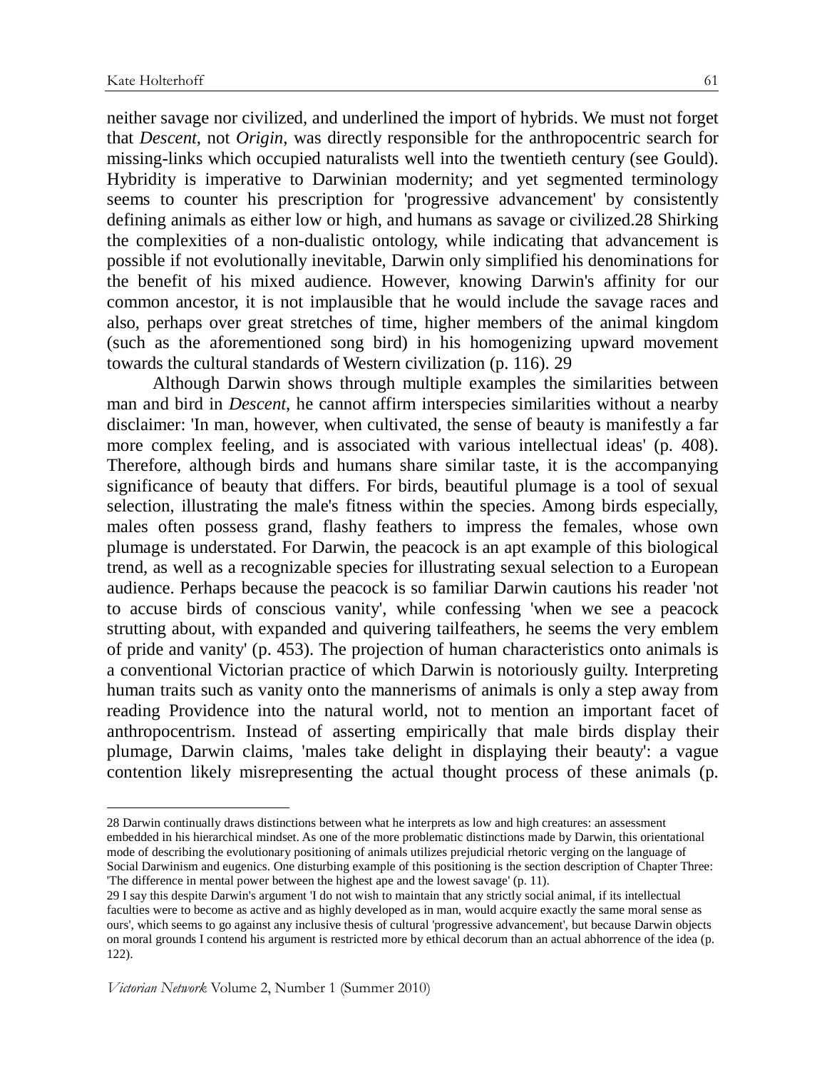neither savage nor civilized, and underlined the import of hybrids. We must not forget that *Descent*, not *Origin*, was directly responsible for the anthropocentric search for missing-links which occupied naturalists well into the twentieth century (see Gould). Hybridity is imperative to Darwinian modernity; and yet segmented terminology seems to counter his prescription for 'progressive advancement' by consistently defining animals as either low or high, and humans as savage or civilized.[28] Shirking the complexities of a non-dualistic ontology, while indicating that advancement is possible if not evolutionally inevitable, Darwin only simplified his denominations for the benefit of his mixed audience. However, knowing Darwin's affinity for our common ancestor, it is not implausible that he would include the savage races and also, perhaps over great stretches of time, higher members of the animal kingdom (such as the aforementioned song bird) in his homogenizing upward movement towards the cultural standards of Western civilization (p. 116).[29]

Although Darwin shows through multiple examples the similarities between man and bird in *Descent*, he cannot affirm interspecies similarities without a nearby disclaimer: 'In man, however, when cultivated, the sense of beauty is manifestly a far more complex feeling, and is associated with various intellectual ideas' (p. 408). Therefore, although birds and humans share similar taste, it is the accompanying significance of beauty that differs. For birds, beautiful plumage is a tool of sexual selection, illustrating the male's fitness within the species. Among birds especially, males often possess grand, flashy feathers to impress the females, whose own plumage is understated. For Darwin, the peacock is an apt example of this biological trend, as well as a recognizable species for illustrating sexual selection to a European audience. Perhaps because the peacock is so familiar Darwin cautions his reader 'not to accuse birds of conscious vanity', while confessing 'when we see a peacock strutting about, with expanded and quivering tailfeathers, he seems the very emblem of pride and vanity' (p. 453). The projection of human characteristics onto animals is a conventional Victorian practice of which Darwin is notoriously guilty. Interpreting human traits such as vanity onto the mannerisms of animals is only a step away from reading Providence into the natural world, not to mention an important facet of anthropocentrism. Instead of asserting empirically that male birds display their plumage, Darwin claims, 'males take delight in displaying their beauty': a vague contention likely misrepresenting the actual thought process of these animals (p.

---

28 Darwin continually draws distinctions between what he interprets as low and high creatures: an assessment embedded in his hierarchical mindset. As one of the more problematic distinctions made by Darwin, this orientational mode of describing the evolutionary positioning of animals utilizes prejudicial rhetoric verging on the language of Social Darwinism and eugenics. One disturbing example of this positioning is the section description of Chapter Three: 'The difference in mental power between the highest ape and the lowest savage' (p. 11).

29 I say this despite Darwin's argument 'I do not wish to maintain that any strictly social animal, if its intellectual faculties were to become as active and as highly developed as in man, would acquire exactly the same moral sense as ours', which seems to go against any inclusive thesis of cultural 'progressive advancement', but because Darwin objects on moral grounds I contend his argument is restricted more by ethical decorum than an actual abhorrence of the idea (p. 122).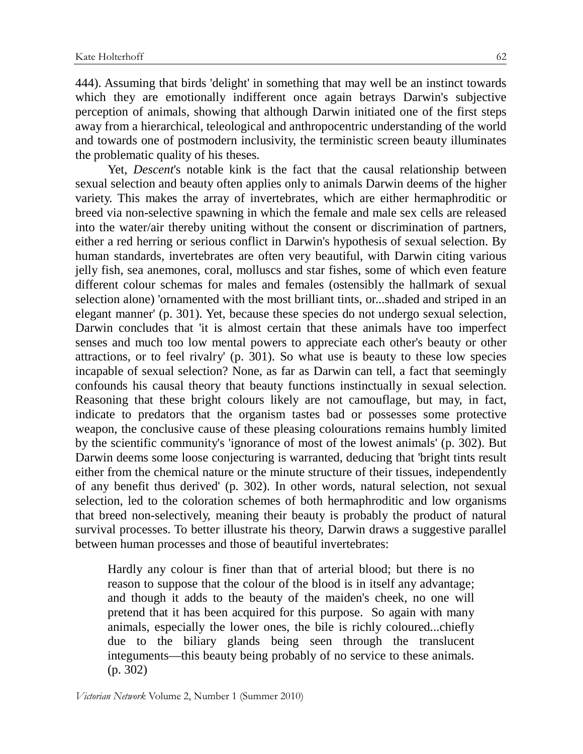444). Assuming that birds 'delight' in something that may well be an instinct towards which they are emotionally indifferent once again betrays Darwin's subjective perception of animals, showing that although Darwin initiated one of the first steps away from a hierarchical, teleological and anthropocentric understanding of the world and towards one of postmodern inclusivity, the terministic screen beauty illuminates the problematic quality of his theses.

Yet, *Descent*'s notable kink is the fact that the causal relationship between sexual selection and beauty often applies only to animals Darwin deems of the higher variety. This makes the array of invertebrates, which are either hermaphroditic or breed via non-selective spawning in which the female and male sex cells are released into the water/air thereby uniting without the consent or discrimination of partners, either a red herring or serious conflict in Darwin's hypothesis of sexual selection. By human standards, invertebrates are often very beautiful, with Darwin citing various jelly fish, sea anemones, coral, molluscs and star fishes, some of which even feature different colour schemas for males and females (ostensibly the hallmark of sexual selection alone) 'ornamented with the most brilliant tints, or...shaded and striped in an elegant manner' (p. 301). Yet, because these species do not undergo sexual selection, Darwin concludes that 'it is almost certain that these animals have too imperfect senses and much too low mental powers to appreciate each other's beauty or other attractions, or to feel rivalry' (p. 301). So what use is beauty to these low species incapable of sexual selection? None, as far as Darwin can tell, a fact that seemingly confounds his causal theory that beauty functions instinctually in sexual selection. Reasoning that these bright colours likely are not camouflage, but may, in fact, indicate to predators that the organism tastes bad or possesses some protective weapon, the conclusive cause of these pleasing colourations remains humbly limited by the scientific community's 'ignorance of most of the lowest animals' (p. 302). But Darwin deems some loose conjecturing is warranted, deducing that 'bright tints result either from the chemical nature or the minute structure of their tissues, independently of any benefit thus derived' (p. 302). In other words, natural selection, not sexual selection, led to the coloration schemes of both hermaphroditic and low organisms that breed non-selectively, meaning their beauty is probably the product of natural survival processes. To better illustrate his theory, Darwin draws a suggestive parallel between human processes and those of beautiful invertebrates:

> Hardly any colour is finer than that of arterial blood; but there is no reason to suppose that the colour of the blood is in itself any advantage; and though it adds to the beauty of the maiden's cheek, no one will pretend that it has been acquired for this purpose. So again with many animals, especially the lower ones, the bile is richly coloured...chiefly due to the biliary glands being seen through the translucent integuments—this beauty being probably of no service to these animals. (p. 302)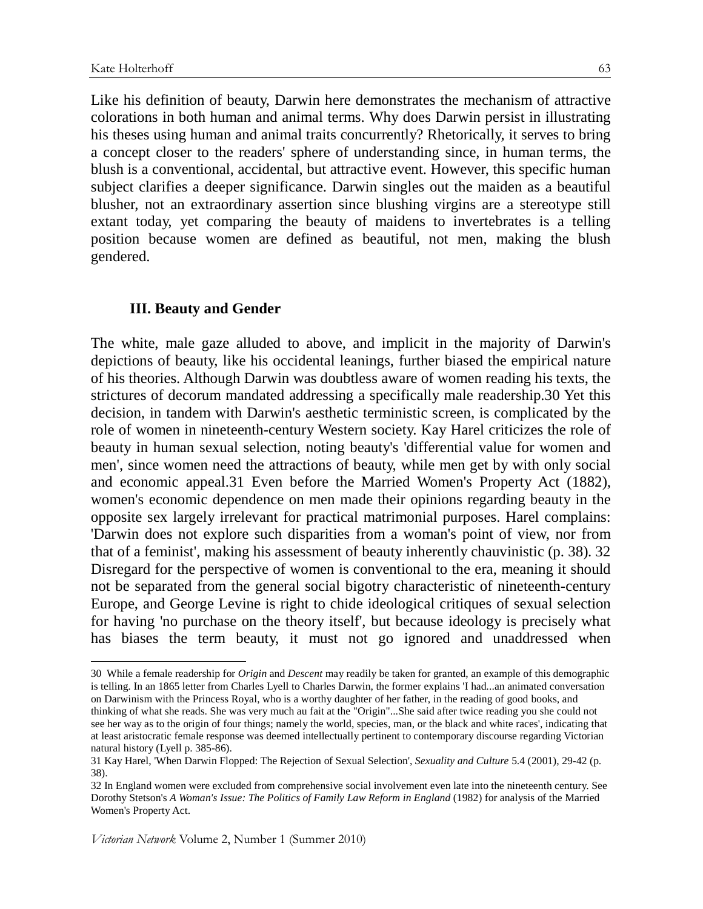Like his definition of beauty, Darwin here demonstrates the mechanism of attractive colorations in both human and animal terms. Why does Darwin persist in illustrating his theses using human and animal traits concurrently? Rhetorically, it serves to bring a concept closer to the readers' sphere of understanding since, in human terms, the blush is a conventional, accidental, but attractive event. However, this specific human subject clarifies a deeper significance. Darwin singles out the maiden as a beautiful blusher, not an extraordinary assertion since blushing virgins are a stereotype still extant today, yet comparing the beauty of maidens to invertebrates is a telling position because women are defined as beautiful, not men, making the blush gendered.

## III. Beauty and Gender

The white, male gaze alluded to above, and implicit in the majority of Darwin's depictions of beauty, like his occidental leanings, further biased the empirical nature of his theories. Although Darwin was doubtless aware of women reading his texts, the strictures of decorum mandated addressing a specifically male readership.[30] Yet this decision, in tandem with Darwin's aesthetic terministic screen, is complicated by the role of women in nineteenth-century Western society. Kay Harel criticizes the role of beauty in human sexual selection, noting beauty's 'differential value for women and men', since women need the attractions of beauty, while men get by with only social and economic appeal.[31] Even before the Married Women's Property Act (1882), women's economic dependence on men made their opinions regarding beauty in the opposite sex largely irrelevant for practical matrimonial purposes. Harel complains: 'Darwin does not explore such disparities from a woman's point of view, nor from that of a feminist', making his assessment of beauty inherently chauvinistic (p. 38).[32] Disregard for the perspective of women is conventional to the era, meaning it should not be separated from the general social bigotry characteristic of nineteenth-century Europe, and George Levine is right to chide ideological critiques of sexual selection for having 'no purchase on the theory itself', but because ideology is precisely what has biases the term beauty, it must not go ignored and unaddressed when

---

30 While a female readership for *Origin* and *Descent* may readily be taken for granted, an example of this demographic is telling. In an 1865 letter from Charles Lyell to Charles Darwin, the former explains 'I had...an animated conversation on Darwinism with the Princess Royal, who is a worthy daughter of her father, in the reading of good books, and thinking of what she reads. She was very much au fait at the "Origin"...She said after twice reading you she could not see her way as to the origin of four things; namely the world, species, man, or the black and white races', indicating that at least aristocratic female response was deemed intellectually pertinent to contemporary discourse regarding Victorian natural history (Lyell p. 385-86).

31 Kay Harel, 'When Darwin Flopped: The Rejection of Sexual Selection', *Sexuality and Culture* 5.4 (2001), 29-42 (p. 38).

32 In England women were excluded from comprehensive social involvement even late into the nineteenth century. See Dorothy Stetson's *A Woman's Issue: The Politics of Family Law Reform in England* (1982) for analysis of the Married Women's Property Act.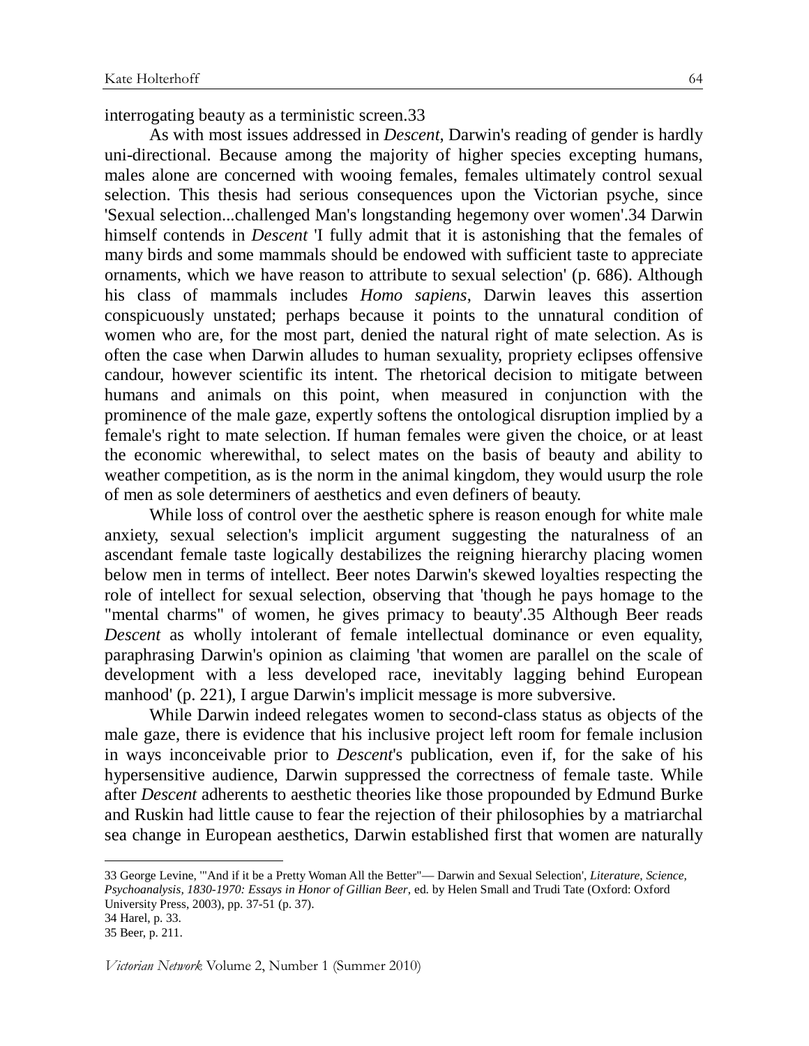interrogating beauty as a terministic screen.[33]

As with most issues addressed in *Descent*, Darwin's reading of gender is hardly uni-directional. Because among the majority of higher species excepting humans, males alone are concerned with wooing females, females ultimately control sexual selection. This thesis had serious consequences upon the Victorian psyche, since 'Sexual selection...challenged Man's longstanding hegemony over women'.[34] Darwin himself contends in *Descent* 'I fully admit that it is astonishing that the females of many birds and some mammals should be endowed with sufficient taste to appreciate ornaments, which we have reason to attribute to sexual selection' (p. 686). Although his class of mammals includes *Homo sapiens*, Darwin leaves this assertion conspicuously unstated; perhaps because it points to the unnatural condition of women who are, for the most part, denied the natural right of mate selection. As is often the case when Darwin alludes to human sexuality, propriety eclipses offensive candour, however scientific its intent. The rhetorical decision to mitigate between humans and animals on this point, when measured in conjunction with the prominence of the male gaze, expertly softens the ontological disruption implied by a female's right to mate selection. If human females were given the choice, or at least the economic wherewithal, to select mates on the basis of beauty and ability to weather competition, as is the norm in the animal kingdom, they would usurp the role of men as sole determiners of aesthetics and even definers of beauty.

While loss of control over the aesthetic sphere is reason enough for white male anxiety, sexual selection's implicit argument suggesting the naturalness of an ascendant female taste logically destabilizes the reigning hierarchy placing women below men in terms of intellect. Beer notes Darwin's skewed loyalties respecting the role of intellect for sexual selection, observing that 'though he pays homage to the "mental charms" of women, he gives primacy to beauty'.[35] Although Beer reads *Descent* as wholly intolerant of female intellectual dominance or even equality, paraphrasing Darwin's opinion as claiming 'that women are parallel on the scale of development with a less developed race, inevitably lagging behind European manhood' (p. 221), I argue Darwin's implicit message is more subversive.

While Darwin indeed relegates women to second-class status as objects of the male gaze, there is evidence that his inclusive project left room for female inclusion in ways inconceivable prior to *Descent*'s publication, even if, for the sake of his hypersensitive audience, Darwin suppressed the correctness of female taste. While after *Descent* adherents to aesthetic theories like those propounded by Edmund Burke and Ruskin had little cause to fear the rejection of their philosophies by a matriarchal sea change in European aesthetics, Darwin established first that women are naturally

---

33 George Levine, '"And if it be a Pretty Woman All the Better"— Darwin and Sexual Selection', *Literature, Science, Psychoanalysis, 1830-1970: Essays in Honor of Gillian Beer*, ed. by Helen Small and Trudi Tate (Oxford: Oxford University Press, 2003), pp. 37-51 (p. 37).

34 Harel, p. 33.

35 Beer, p. 211.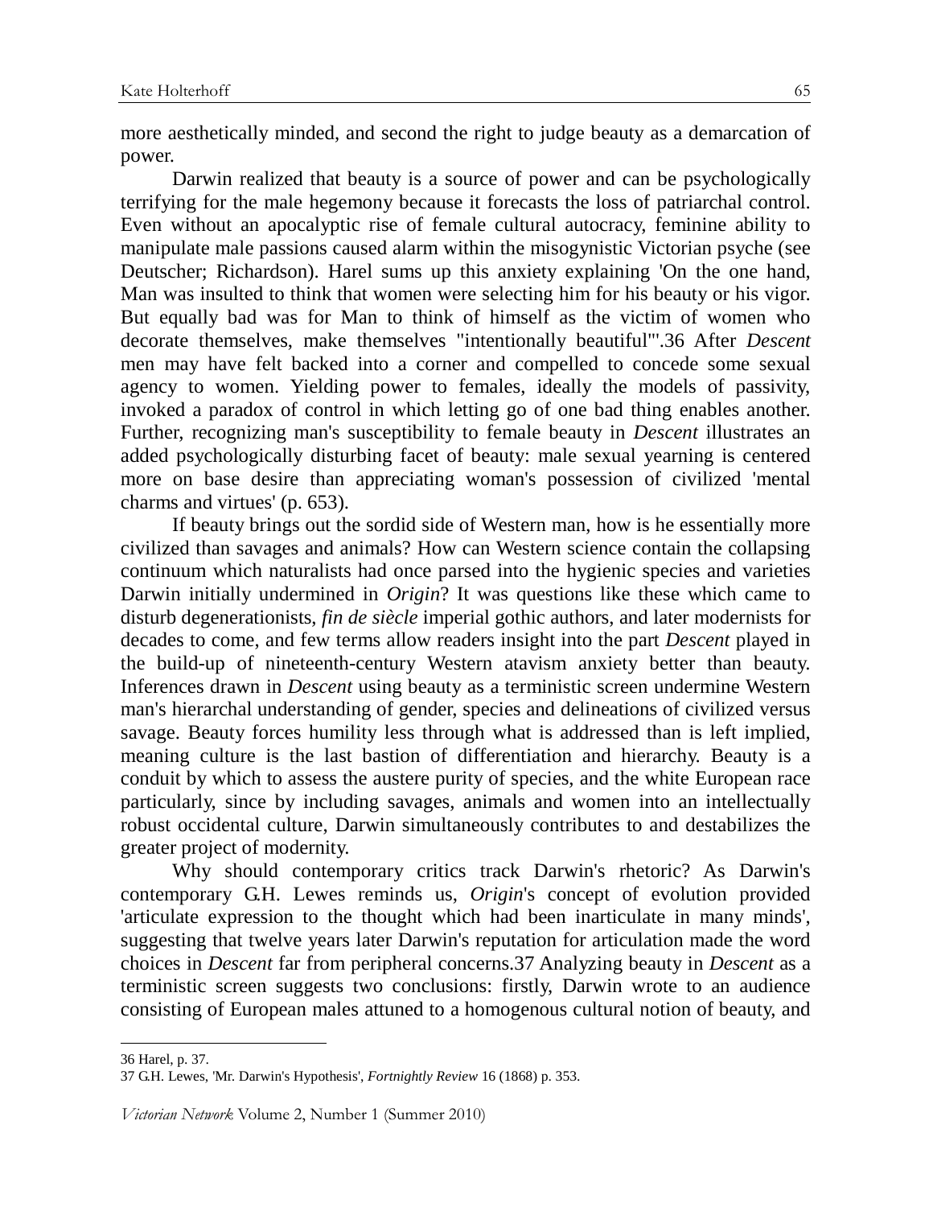more aesthetically minded, and second the right to judge beauty as a demarcation of power.

Darwin realized that beauty is a source of power and can be psychologically terrifying for the male hegemony because it forecasts the loss of patriarchal control. Even without an apocalyptic rise of female cultural autocracy, feminine ability to manipulate male passions caused alarm within the misogynistic Victorian psyche (see Deutscher; Richardson). Harel sums up this anxiety explaining 'On the one hand, Man was insulted to think that women were selecting him for his beauty or his vigor. But equally bad was for Man to think of himself as the victim of women who decorate themselves, make themselves "intentionally beautiful"'.36 After *Descent* men may have felt backed into a corner and compelled to concede some sexual agency to women. Yielding power to females, ideally the models of passivity, invoked a paradox of control in which letting go of one bad thing enables another. Further, recognizing man's susceptibility to female beauty in *Descent* illustrates an added psychologically disturbing facet of beauty: male sexual yearning is centered more on base desire than appreciating woman's possession of civilized 'mental charms and virtues' (p. 653).

If beauty brings out the sordid side of Western man, how is he essentially more civilized than savages and animals? How can Western science contain the collapsing continuum which naturalists had once parsed into the hygienic species and varieties Darwin initially undermined in *Origin*? It was questions like these which came to disturb degenerationists, *fin de siècle* imperial gothic authors, and later modernists for decades to come, and few terms allow readers insight into the part *Descent* played in the build-up of nineteenth-century Western atavism anxiety better than beauty. Inferences drawn in *Descent* using beauty as a terministic screen undermine Western man's hierarchal understanding of gender, species and delineations of civilized versus savage. Beauty forces humility less through what is addressed than is left implied, meaning culture is the last bastion of differentiation and hierarchy. Beauty is a conduit by which to assess the austere purity of species, and the white European race particularly, since by including savages, animals and women into an intellectually robust occidental culture, Darwin simultaneously contributes to and destabilizes the greater project of modernity.

Why should contemporary critics track Darwin's rhetoric? As Darwin's contemporary G.H. Lewes reminds us, *Origin*'s concept of evolution provided 'articulate expression to the thought which had been inarticulate in many minds', suggesting that twelve years later Darwin's reputation for articulation made the word choices in *Descent* far from peripheral concerns.37 Analyzing beauty in *Descent* as a terministic screen suggests two conclusions: firstly, Darwin wrote to an audience consisting of European males attuned to a homogenous cultural notion of beauty, and

---

36 Harel, p. 37.

37 G.H. Lewes, 'Mr. Darwin's Hypothesis', *Fortnightly Review* 16 (1868) p. 353.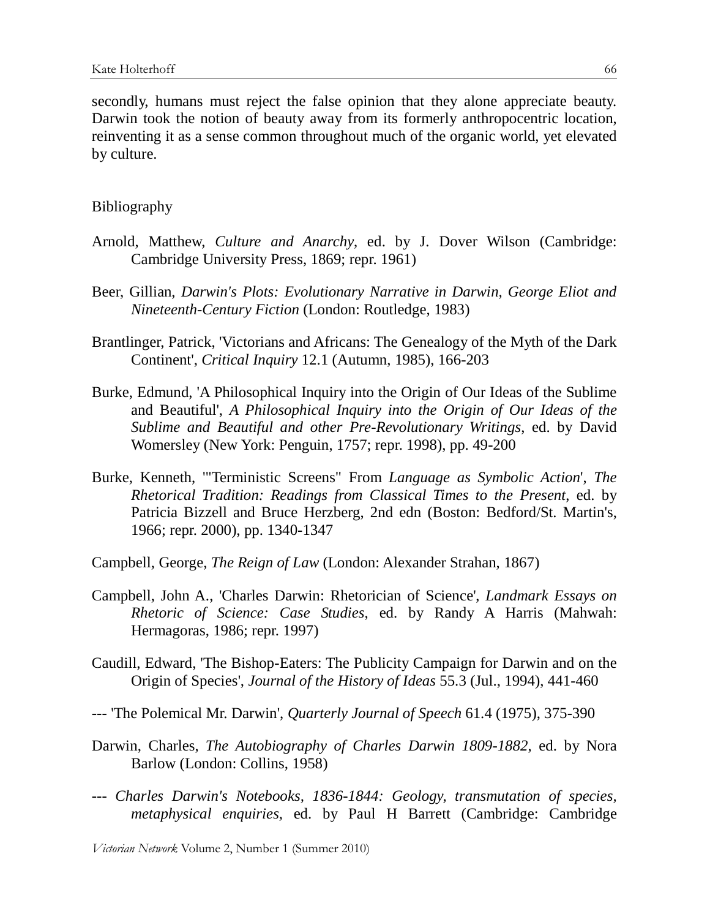secondly, humans must reject the false opinion that they alone appreciate beauty. Darwin took the notion of beauty away from its formerly anthropocentric location, reinventing it as a sense common throughout much of the organic world, yet elevated by culture.

## Bibliography

Arnold, Matthew, *Culture and Anarchy*, ed. by J. Dover Wilson (Cambridge: Cambridge University Press, 1869; repr. 1961)

Beer, Gillian, *Darwin's Plots: Evolutionary Narrative in Darwin, George Eliot and Nineteenth-Century Fiction* (London: Routledge, 1983)

Brantlinger, Patrick, 'Victorians and Africans: The Genealogy of the Myth of the Dark Continent', *Critical Inquiry* 12.1 (Autumn, 1985), 166-203

Burke, Edmund, 'A Philosophical Inquiry into the Origin of Our Ideas of the Sublime and Beautiful', *A Philosophical Inquiry into the Origin of Our Ideas of the Sublime and Beautiful and other Pre-Revolutionary Writings*, ed. by David Womersley (New York: Penguin, 1757; repr. 1998), pp. 49-200

Burke, Kenneth, '"Terministic Screens" From *Language as Symbolic Action*', *The Rhetorical Tradition: Readings from Classical Times to the Present*, ed. by Patricia Bizzell and Bruce Herzberg, 2nd edn (Boston: Bedford/St. Martin's, 1966; repr. 2000), pp. 1340-1347

Campbell, George, *The Reign of Law* (London: Alexander Strahan, 1867)

Campbell, John A., 'Charles Darwin: Rhetorician of Science', *Landmark Essays on Rhetoric of Science: Case Studies*, ed. by Randy A Harris (Mahwah: Hermagoras, 1986; repr. 1997)

Caudill, Edward, 'The Bishop-Eaters: The Publicity Campaign for Darwin and on the Origin of Species', *Journal of the History of Ideas* 55.3 (Jul., 1994), 441-460

--- 'The Polemical Mr. Darwin', *Quarterly Journal of Speech* 61.4 (1975), 375-390

Darwin, Charles, *The Autobiography of Charles Darwin 1809-1882*, ed. by Nora Barlow (London: Collins, 1958)

--- *Charles Darwin's Notebooks, 1836-1844: Geology, transmutation of species, metaphysical enquiries*, ed. by Paul H Barrett (Cambridge: Cambridge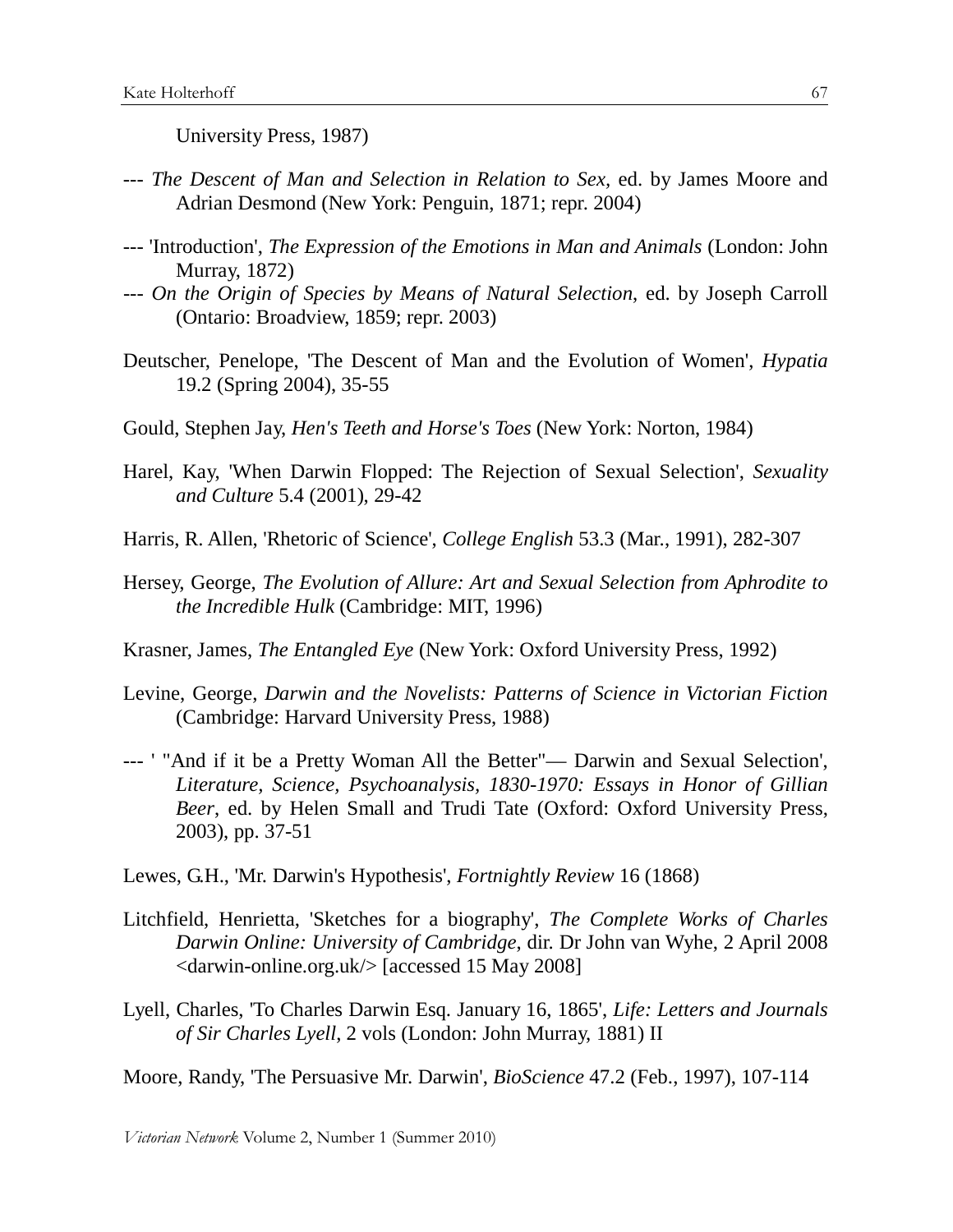University Press, 1987)

--- *The Descent of Man and Selection in Relation to Sex*, ed. by James Moore and Adrian Desmond (New York: Penguin, 1871; repr. 2004)

--- 'Introduction', *The Expression of the Emotions in Man and Animals* (London: John Murray, 1872)

--- *On the Origin of Species by Means of Natural Selection*, ed. by Joseph Carroll (Ontario: Broadview, 1859; repr. 2003)

Deutscher, Penelope, 'The Descent of Man and the Evolution of Women', *Hypatia* 19.2 (Spring 2004), 35-55

Gould, Stephen Jay, *Hen's Teeth and Horse's Toes* (New York: Norton, 1984)

Harel, Kay, 'When Darwin Flopped: The Rejection of Sexual Selection', *Sexuality and Culture* 5.4 (2001), 29-42

Harris, R. Allen, 'Rhetoric of Science', *College English* 53.3 (Mar., 1991), 282-307

Hersey, George, *The Evolution of Allure: Art and Sexual Selection from Aphrodite to the Incredible Hulk* (Cambridge: MIT, 1996)

Krasner, James, *The Entangled Eye* (New York: Oxford University Press, 1992)

Levine, George, *Darwin and the Novelists: Patterns of Science in Victorian Fiction* (Cambridge: Harvard University Press, 1988)

--- ' "And if it be a Pretty Woman All the Better"— Darwin and Sexual Selection', *Literature, Science, Psychoanalysis, 1830-1970: Essays in Honor of Gillian Beer*, ed. by Helen Small and Trudi Tate (Oxford: Oxford University Press, 2003), pp. 37-51

Lewes, G.H., 'Mr. Darwin's Hypothesis', *Fortnightly Review* 16 (1868)

Litchfield, Henrietta, 'Sketches for a biography', *The Complete Works of Charles Darwin Online: University of Cambridge*, dir. Dr John van Wyhe, 2 April 2008 <darwin-online.org.uk/> [accessed 15 May 2008]

Lyell, Charles, 'To Charles Darwin Esq. January 16, 1865', *Life: Letters and Journals of Sir Charles Lyell*, 2 vols (London: John Murray, 1881) II

Moore, Randy, 'The Persuasive Mr. Darwin', *BioScience* 47.2 (Feb., 1997), 107-114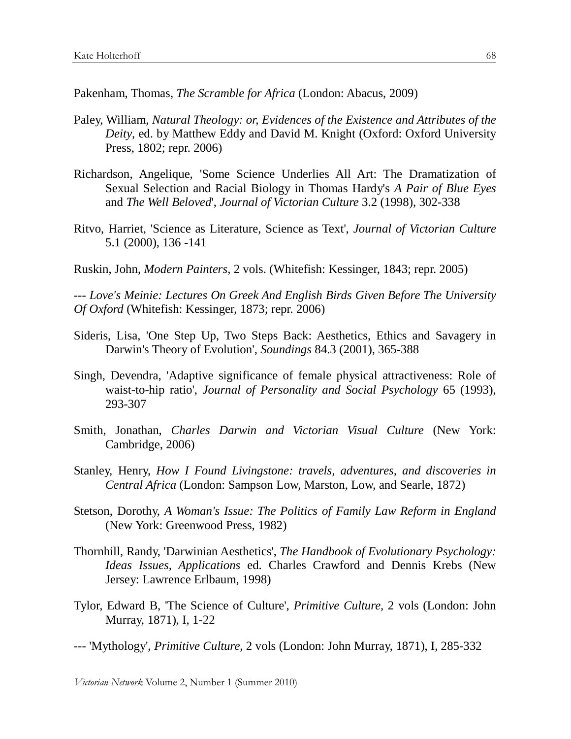Pakenham, Thomas, *The Scramble for Africa* (London: Abacus, 2009)

Paley, William, *Natural Theology: or, Evidences of the Existence and Attributes of the Deity*, ed. by Matthew Eddy and David M. Knight (Oxford: Oxford University Press, 1802; repr. 2006)

Richardson, Angelique, 'Some Science Underlies All Art: The Dramatization of Sexual Selection and Racial Biology in Thomas Hardy's *A Pair of Blue Eyes* and *The Well Beloved*', *Journal of Victorian Culture* 3.2 (1998), 302-338

Ritvo, Harriet, 'Science as Literature, Science as Text', *Journal of Victorian Culture* 5.1 (2000), 136 -141

Ruskin, John, *Modern Painters*, 2 vols. (Whitefish: Kessinger, 1843; repr. 2005)

--- *Love's Meinie: Lectures On Greek And English Birds Given Before The University Of Oxford* (Whitefish: Kessinger, 1873; repr. 2006)

Sideris, Lisa, 'One Step Up, Two Steps Back: Aesthetics, Ethics and Savagery in Darwin's Theory of Evolution', *Soundings* 84.3 (2001), 365-388

Singh, Devendra, 'Adaptive significance of female physical attractiveness: Role of waist-to-hip ratio', *Journal of Personality and Social Psychology* 65 (1993), 293-307

Smith, Jonathan, *Charles Darwin and Victorian Visual Culture* (New York: Cambridge, 2006)

Stanley, Henry, *How I Found Livingstone: travels, adventures, and discoveries in Central Africa* (London: Sampson Low, Marston, Low, and Searle, 1872)

Stetson, Dorothy, *A Woman's Issue: The Politics of Family Law Reform in England* (New York: Greenwood Press, 1982)

Thornhill, Randy, 'Darwinian Aesthetics', *The Handbook of Evolutionary Psychology: Ideas Issues, Applications* ed. Charles Crawford and Dennis Krebs (New Jersey: Lawrence Erlbaum, 1998)

Tylor, Edward B, 'The Science of Culture', *Primitive Culture*, 2 vols (London: John Murray, 1871), I, 1-22

--- 'Mythology', *Primitive Culture*, 2 vols (London: John Murray, 1871), I, 285-332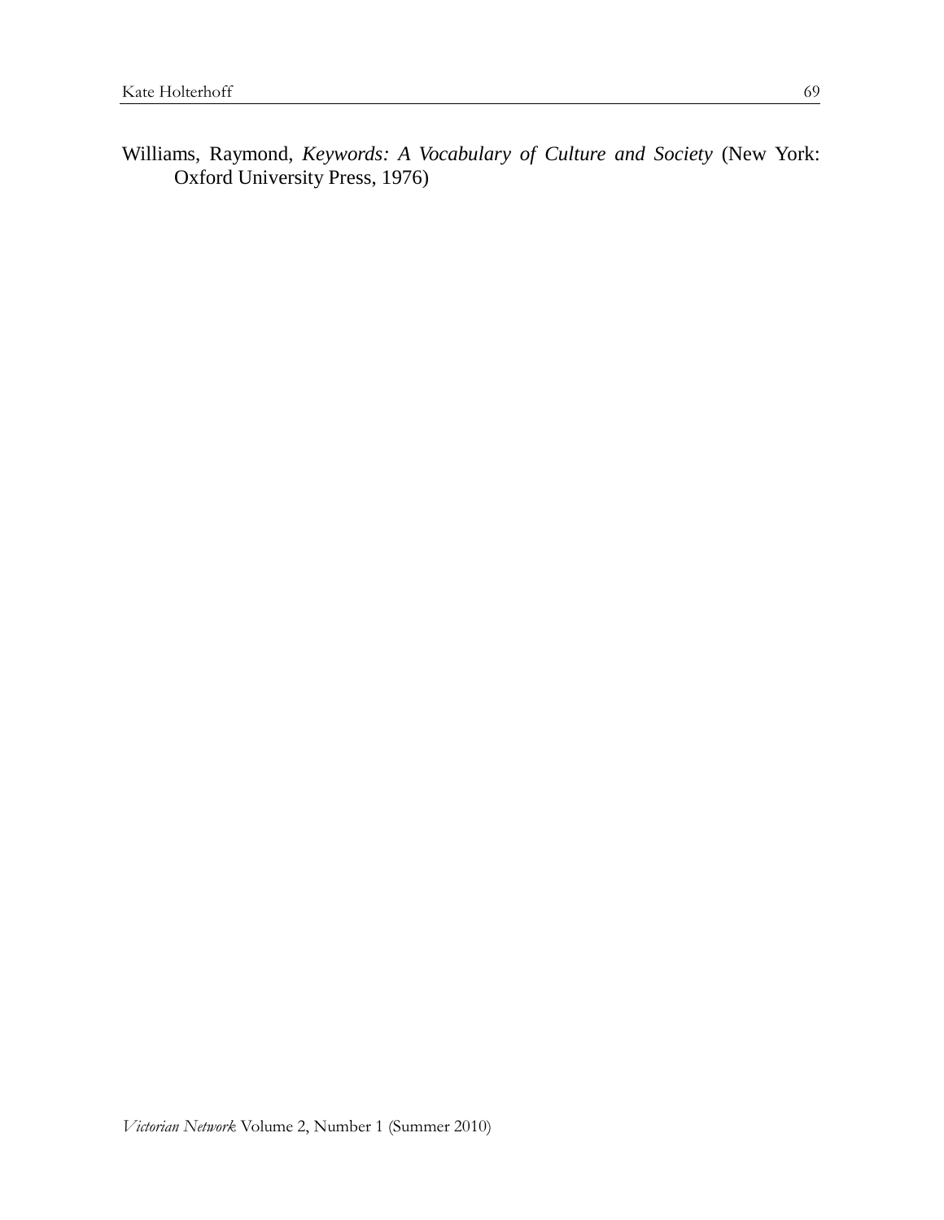Williams, Raymond, *Keywords: A Vocabulary of Culture and Society* (New York: Oxford University Press, 1976)